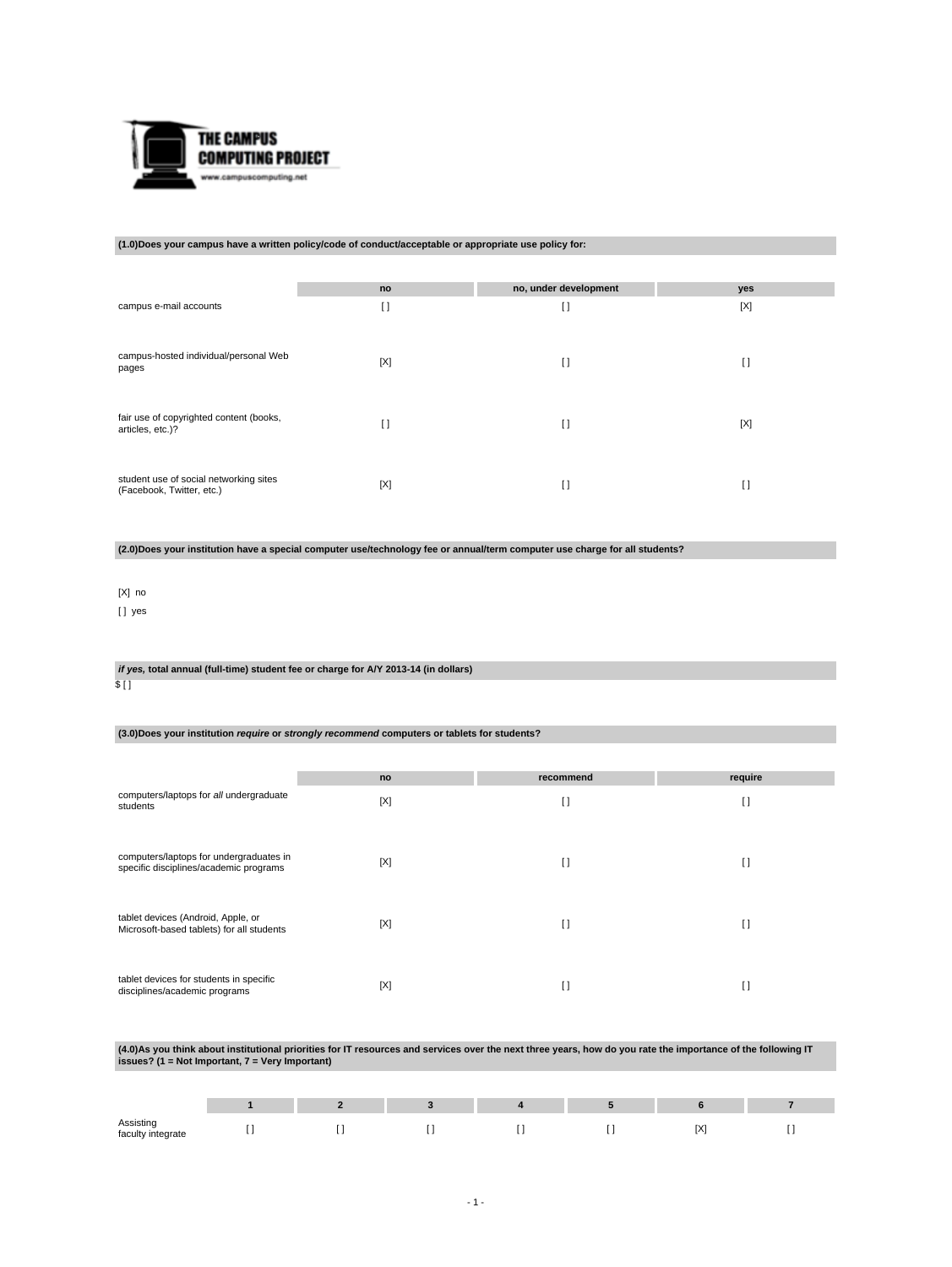THE CAMPUS COMPUTING PROJECT
www.campuscomputing.net

**(1.0)Does your campus have a written policy/code of conduct/acceptable or appropriate use policy for:**

| | no | no, under development | yes |
|---|---|---|---|
| campus e-mail accounts | [ ] | [ ] | [X] |
| campus-hosted individual/personal Web pages | [X] | [ ] | [ ] |
| fair use of copyrighted content (books, articles, etc.)? | [ ] | [ ] | [X] |
| student use of social networking sites (Facebook, Twitter, etc.) | [X] | [ ] | [ ] |

**(2.0)Does your institution have a special computer use/technology fee or annual/term computer use charge for all students?**

[X] no

[ ] yes

***if yes,* total annual (full-time) student fee or charge for A/Y 2013-14 (in dollars)**

$ [ ]

**(3.0)Does your institution *require* or *strongly recommend* computers or tablets for students?**

| | no | recommend | require |
|---|---|---|---|
| computers/laptops for *all* undergraduate students | [X] | [ ] | [ ] |
| computers/laptops for undergraduates in specific disciplines/academic programs | [X] | [ ] | [ ] |
| tablet devices (Android, Apple, or Microsoft-based tablets) for all students | [X] | [ ] | [ ] |
| tablet devices for students in specific disciplines/academic programs | [X] | [ ] | [ ] |

**(4.0)As you think about institutional priorities for IT resources and services over the next three years, how do you rate the importance of the following IT issues? (1 = Not Important, 7 = Very Important)**

| | 1 | 2 | 3 | 4 | 5 | 6 | 7 |
|---|---|---|---|---|---|---|---|
| Assisting faculty integrate | [ ] | [ ] | [ ] | [ ] | [ ] | [X] | [ ] |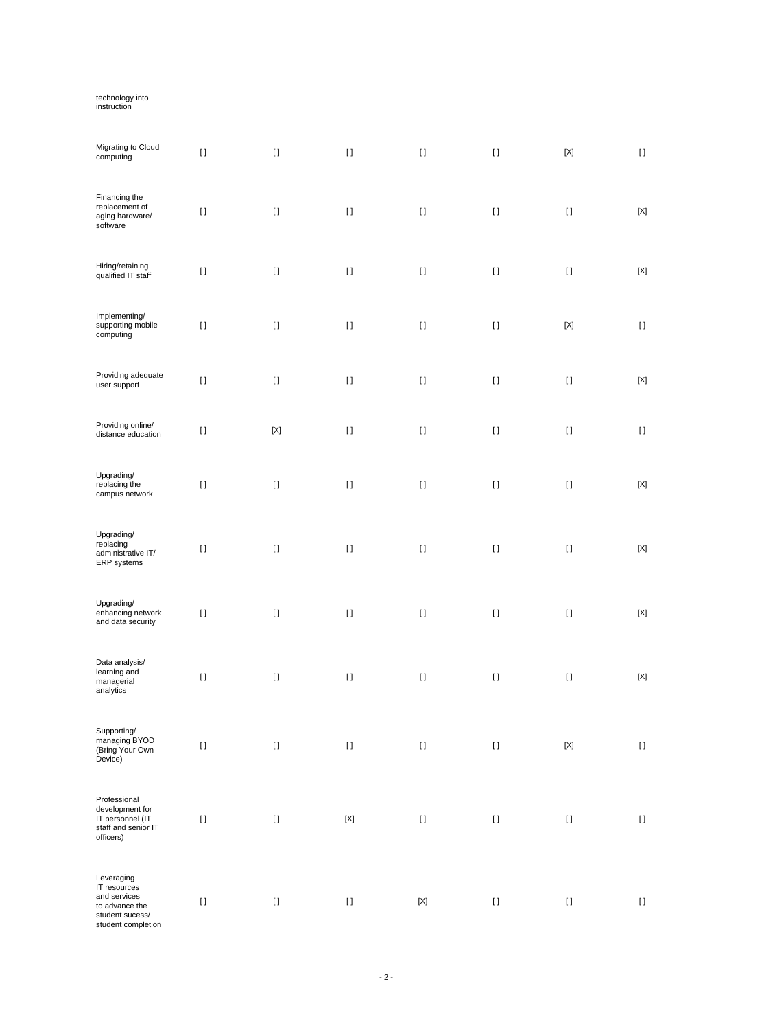| technology into instruction | | | | | | | |
|---|---|---|---|---|---|---|---|
| Migrating to Cloud computing | [] | [] | [] | [] | [] | [X] | [] |
| Financing the replacement of aging hardware/ software | [] | [] | [] | [] | [] | [] | [X] |
| Hiring/retaining qualified IT staff | [] | [] | [] | [] | [] | [] | [X] |
| Implementing/ supporting mobile computing | [] | [] | [] | [] | [] | [X] | [] |
| Providing adequate user support | [] | [] | [] | [] | [] | [] | [X] |
| Providing online/ distance education | [] | [X] | [] | [] | [] | [] | [] |
| Upgrading/ replacing the campus network | [] | [] | [] | [] | [] | [] | [X] |
| Upgrading/ replacing administrative IT/ ERP systems | [] | [] | [] | [] | [] | [] | [X] |
| Upgrading/ enhancing network and data security | [] | [] | [] | [] | [] | [] | [X] |
| Data analysis/ learning and managerial analytics | [] | [] | [] | [] | [] | [] | [X] |
| Supporting/ managing BYOD (Bring Your Own Device) | [] | [] | [] | [] | [] | [X] | [] |
| Professional development for IT personnel (IT staff and senior IT officers) | [] | [] | [X] | [] | [] | [] | [] |
| Leveraging IT resources and services to advance the student sucess/ student completion | [] | [] | [] | [X] | [] | [] | [] |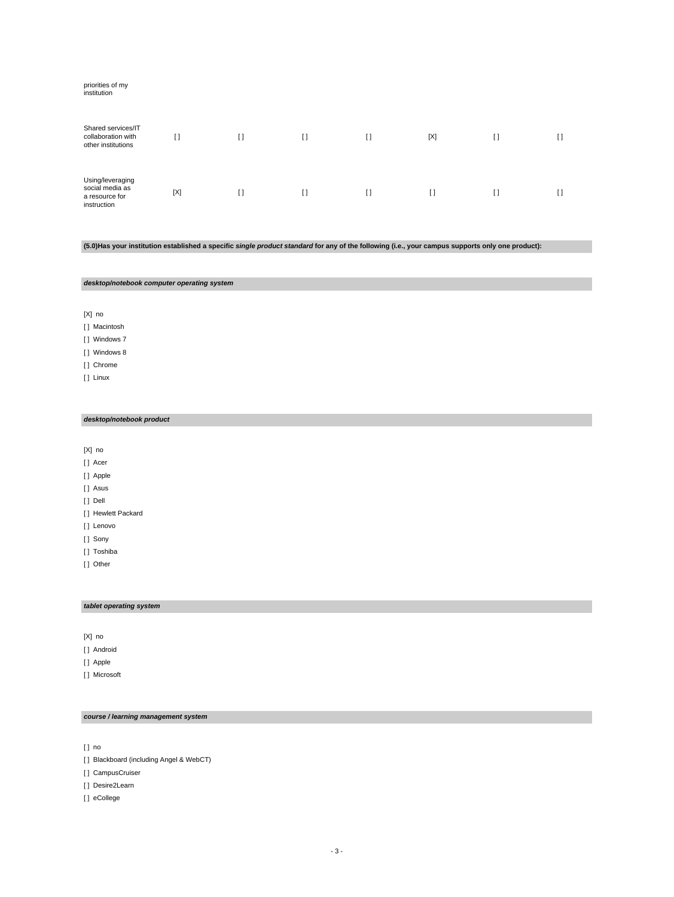| | | | | | | | |
|---|---|---|---|---|---|---|---|
| priorities of my institution | | | | | | | |
| Shared services/IT collaboration with other institutions | [ ] | [ ] | [ ] | [ ] | [X] | [ ] | [ ] |
| Using/leveraging social media as a resource for instruction | [X] | [ ] | [ ] | [ ] | [ ] | [ ] | [ ] |

**(5.0)Has your institution established a specific *single product standard* for any of the following (i.e., your campus supports only one product):**

***desktop/notebook computer operating system***

[X] no
[ ] Macintosh
[ ] Windows 7
[ ] Windows 8
[ ] Chrome
[ ] Linux

***desktop/notebook product***

[X] no
[ ] Acer
[ ] Apple
[ ] Asus
[ ] Dell
[ ] Hewlett Packard
[ ] Lenovo
[ ] Sony
[ ] Toshiba
[ ] Other

***tablet operating system***

[X] no
[ ] Android
[ ] Apple
[ ] Microsoft

***course / learning management system***

[ ] no
[ ] Blackboard (including Angel & WebCT)
[ ] CampusCruiser
[ ] Desire2Learn
[ ] eCollege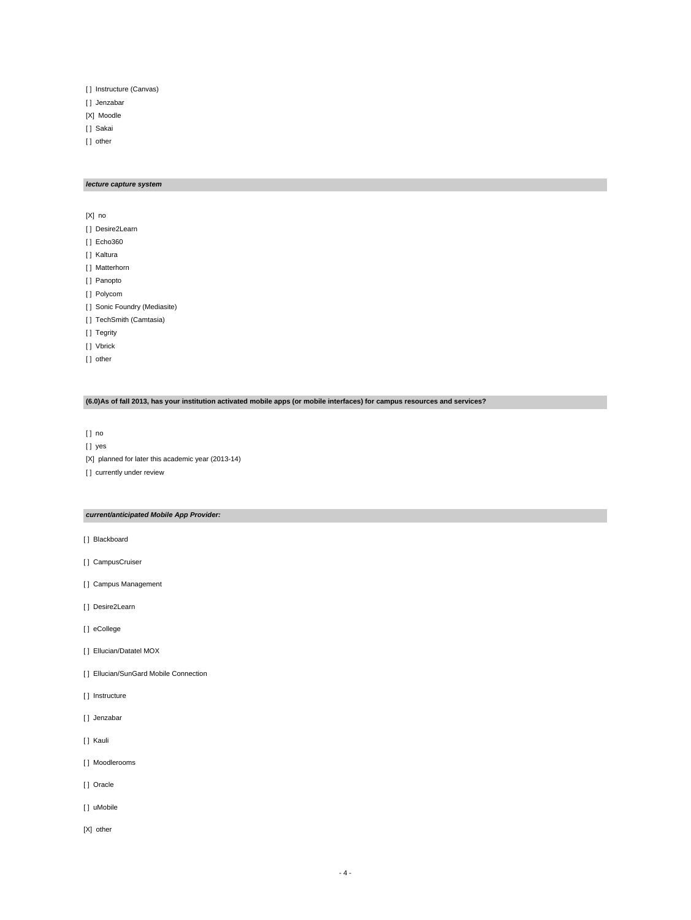[ ] Instructure (Canvas)

[ ] Jenzabar

[X] Moodle

[ ] Sakai

[ ] other

***lecture capture system***

[X] no

[ ] Desire2Learn

[ ] Echo360

[ ] Kaltura

[ ] Matterhorn

[ ] Panopto

[ ] Polycom

[ ] Sonic Foundry (Mediasite)

[ ] TechSmith (Camtasia)

[ ] Tegrity

[ ] Vbrick

[ ] other

**(6.0)As of fall 2013, has your institution activated mobile apps (or mobile interfaces) for campus resources and services?**

[ ] no

[ ] yes

[X] planned for later this academic year (2013-14)

[ ] currently under review

***current/anticipated Mobile App Provider:***

[ ] Blackboard

[ ] CampusCruiser

[ ] Campus Management

[ ] Desire2Learn

[ ] eCollege

[ ] Ellucian/Datatel MOX

[ ] Ellucian/SunGard Mobile Connection

[ ] Instructure

[ ] Jenzabar

[ ] Kauli

[ ] Moodlerooms

[ ] Oracle

[ ] uMobile

[X] other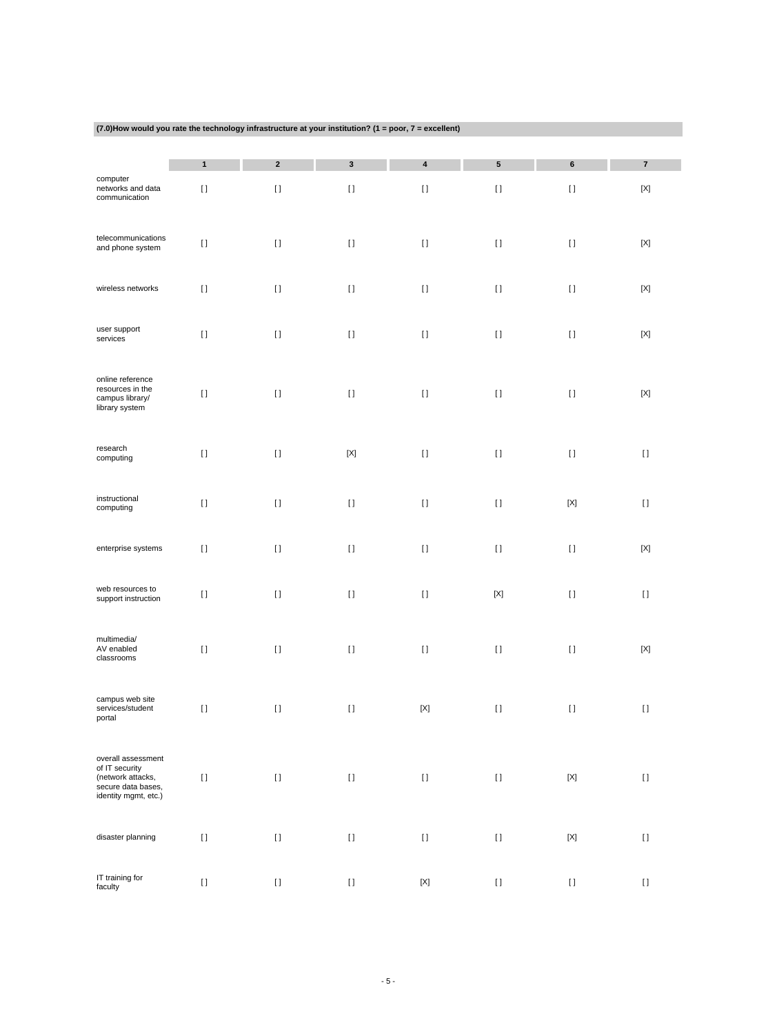**(7.0)How would you rate the technology infrastructure at your institution? (1 = poor, 7 = excellent)**

| | 1 | 2 | 3 | 4 | 5 | 6 | 7 |
|---|---|---|---|---|---|---|---|
| computer networks and data communication | [] | [] | [] | [] | [] | [] | [X] |
| telecommunications and phone system | [] | [] | [] | [] | [] | [] | [X] |
| wireless networks | [] | [] | [] | [] | [] | [] | [X] |
| user support services | [] | [] | [] | [] | [] | [] | [X] |
| online reference resources in the campus library/ library system | [] | [] | [] | [] | [] | [] | [X] |
| research computing | [] | [] | [X] | [] | [] | [] | [] |
| instructional computing | [] | [] | [] | [] | [] | [X] | [] |
| enterprise systems | [] | [] | [] | [] | [] | [] | [X] |
| web resources to support instruction | [] | [] | [] | [] | [X] | [] | [] |
| multimedia/ AV enabled classrooms | [] | [] | [] | [] | [] | [] | [X] |
| campus web site services/student portal | [] | [] | [] | [X] | [] | [] | [] |
| overall assessment of IT security (network attacks, secure data bases, identity mgmt, etc.) | [] | [] | [] | [] | [] | [X] | [] |
| disaster planning | [] | [] | [] | [] | [] | [X] | [] |
| IT training for faculty | [] | [] | [] | [X] | [] | [] | [] |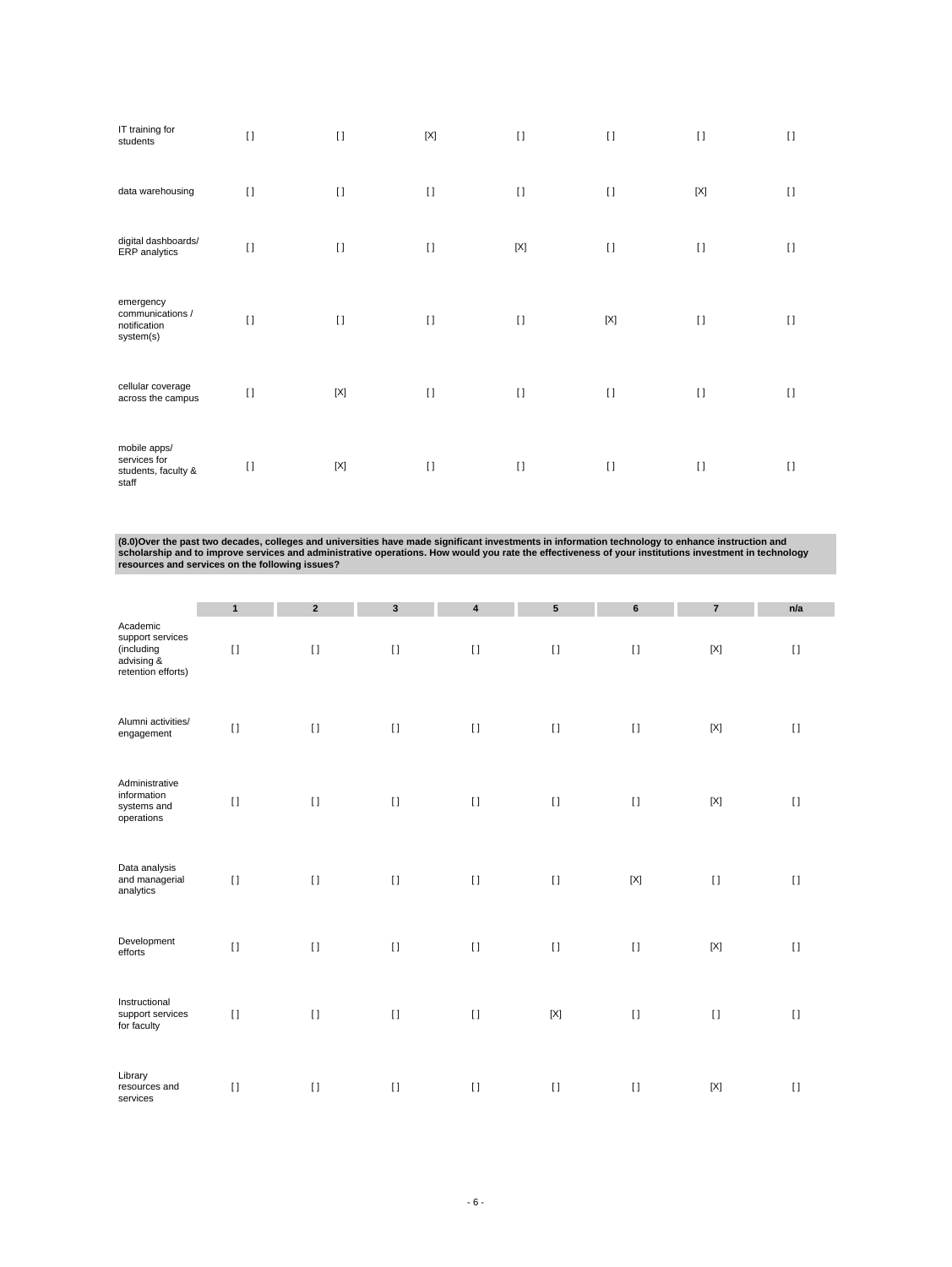| | | | | | | | |
|---|---|---|---|---|---|---|---|
| IT training for students | [ ] | [ ] | [X] | [ ] | [ ] | [ ] | [ ] |
| data warehousing | [ ] | [ ] | [ ] | [ ] | [ ] | [X] | [ ] |
| digital dashboards/ ERP analytics | [ ] | [ ] | [ ] | [X] | [ ] | [ ] | [ ] |
| emergency communications / notification system(s) | [ ] | [ ] | [ ] | [ ] | [X] | [ ] | [ ] |
| cellular coverage across the campus | [ ] | [X] | [ ] | [ ] | [ ] | [ ] | [ ] |
| mobile apps/ services for students, faculty & staff | [ ] | [X] | [ ] | [ ] | [ ] | [ ] | [ ] |

**(8.0)Over the past two decades, colleges and universities have made significant investments in information technology to enhance instruction and scholarship and to improve services and administrative operations. How would you rate the effectiveness of your institutions investment in technology resources and services on the following issues?**

| | 1 | 2 | 3 | 4 | 5 | 6 | 7 | n/a |
|---|---|---|---|---|---|---|---|---|
| Academic support services (including advising & retention efforts) | [ ] | [ ] | [ ] | [ ] | [ ] | [ ] | [X] | [ ] |
| Alumni activities/ engagement | [ ] | [ ] | [ ] | [ ] | [ ] | [ ] | [X] | [ ] |
| Administrative information systems and operations | [ ] | [ ] | [ ] | [ ] | [ ] | [ ] | [X] | [ ] |
| Data analysis and managerial analytics | [ ] | [ ] | [ ] | [ ] | [ ] | [X] | [ ] | [ ] |
| Development efforts | [ ] | [ ] | [ ] | [ ] | [ ] | [ ] | [X] | [ ] |
| Instructional support services for faculty | [ ] | [ ] | [ ] | [ ] | [X] | [ ] | [ ] | [ ] |
| Library resources and services | [ ] | [ ] | [ ] | [ ] | [ ] | [ ] | [X] | [ ] |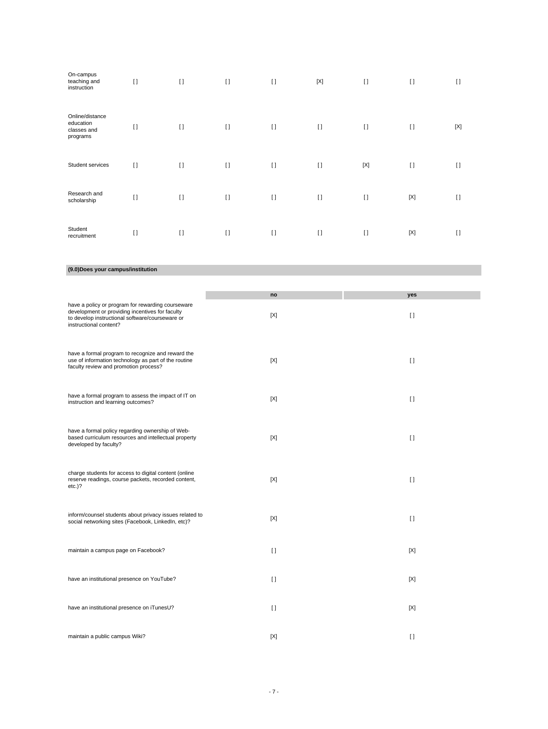| | | | | | | | | |
|---|---|---|---|---|---|---|---|---|
| On-campus teaching and instruction | [ ] | [ ] | [ ] | [ ] | [X] | [ ] | [ ] | [ ] |
| Online/distance education classes and programs | [ ] | [ ] | [ ] | [ ] | [ ] | [ ] | [ ] | [X] |
| Student services | [ ] | [ ] | [ ] | [ ] | [ ] | [X] | [ ] | [ ] |
| Research and scholarship | [ ] | [ ] | [ ] | [ ] | [ ] | [ ] | [X] | [ ] |
| Student recruitment | [ ] | [ ] | [ ] | [ ] | [ ] | [ ] | [X] | [ ] |

**(9.0)Does your campus/institution**

| | no | yes |
|---|---|---|
| have a policy or program for rewarding courseware development or providing incentives for faculty to develop instructional software/courseware or instructional content? | [X] | [ ] |
| have a formal program to recognize and reward the use of information technology as part of the routine faculty review and promotion process? | [X] | [ ] |
| have a formal program to assess the impact of IT on instruction and learning outcomes? | [X] | [ ] |
| have a formal policy regarding ownership of Web-based curriculum resources and intellectual property developed by faculty? | [X] | [ ] |
| charge students for access to digital content (online reserve readings, course packets, recorded content, etc.)? | [X] | [ ] |
| inform/counsel students about privacy issues related to social networking sites (Facebook, LinkedIn, etc)? | [X] | [ ] |
| maintain a campus page on Facebook? | [ ] | [X] |
| have an institutional presence on YouTube? | [ ] | [X] |
| have an institutional presence on iTunesU? | [ ] | [X] |
| maintain a public campus Wiki? | [X] | [ ] |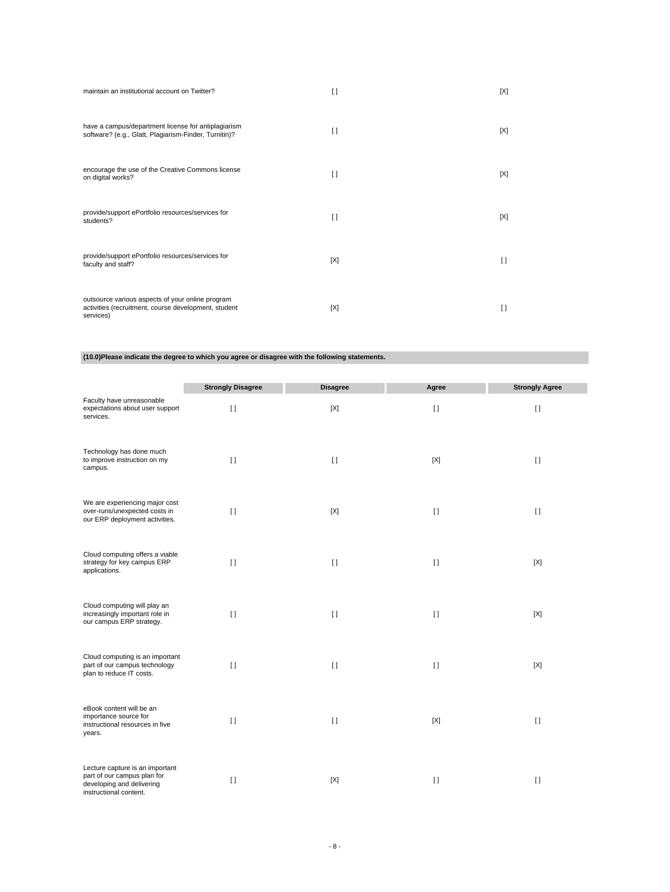| | | |
|---|---|---|
| maintain an institutional account on Twitter? | [ ] | [X] |
| have a campus/department license for antiplagiarism software? (e.g., Glatt, Plagiarism-Finder, Turnitin)? | [ ] | [X] |
| encourage the use of the Creative Commons license on digital works? | [ ] | [X] |
| provide/support ePortfolio resources/services for students? | [ ] | [X] |
| provide/support ePortfolio resources/services for faculty and staff? | [X] | [ ] |
| outsource various aspects of your online program activities (recruitment, course development, student services) | [X] | [ ] |

**(10.0)Please indicate the degree to which you agree or disagree with the following statements.**

| | Strongly Disagree | Disagree | Agree | Strongly Agree |
|---|---|---|---|---|
| Faculty have unreasonable expectations about user support services. | [ ] | [X] | [ ] | [ ] |
| Technology has done much to improve instruction on my campus. | [ ] | [ ] | [X] | [ ] |
| We are experiencing major cost over-runs/unexpected costs in our ERP deployment activities. | [ ] | [X] | [ ] | [ ] |
| Cloud computing offers a viable strategy for key campus ERP applications. | [ ] | [ ] | [ ] | [X] |
| Cloud computing will play an increasingly important role in our campus ERP strategy. | [ ] | [ ] | [ ] | [X] |
| Cloud computing is an important part of our campus technology plan to reduce IT costs. | [ ] | [ ] | [ ] | [X] |
| eBook content will be an importance source for instructional resources in five years. | [ ] | [ ] | [X] | [ ] |
| Lecture capture is an important part of our campus plan for developing and delivering instructional content. | [ ] | [X] | [ ] | [ ] |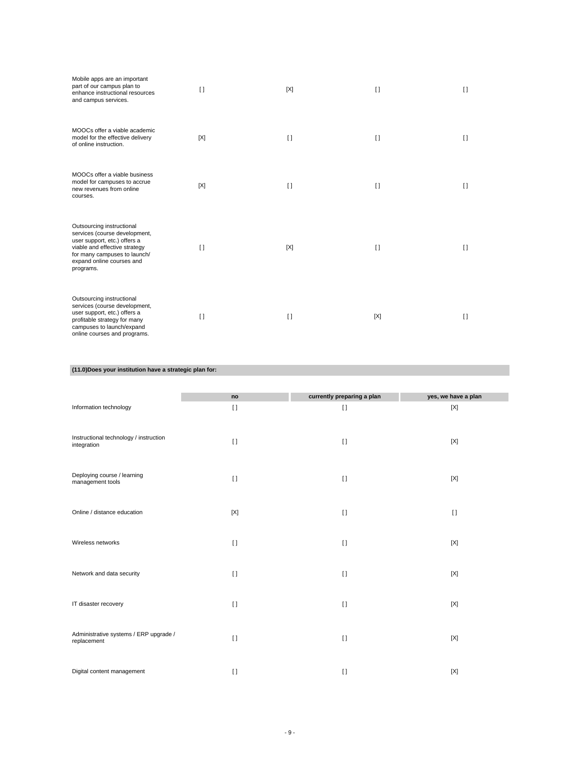| | | | | |
|---|---|---|---|---|
| Mobile apps are an important part of our campus plan to enhance instructional resources and campus services. | [ ] | [X] | [ ] | [ ] |
| MOOCs offer a viable academic model for the effective delivery of online instruction. | [X] | [ ] | [ ] | [ ] |
| MOOCs offer a viable business model for campuses to accrue new revenues from online courses. | [X] | [ ] | [ ] | [ ] |
| Outsourcing instructional services (course development, user support, etc.) offers a viable and effective strategy for many campuses to launch/ expand online courses and programs. | [ ] | [X] | [ ] | [ ] |
| Outsourcing instructional services (course development, user support, etc.) offers a profitable strategy for many campuses to launch/expand online courses and programs. | [ ] | [ ] | [X] | [ ] |

**(11.0)Does your institution have a strategic plan for:**

| | no | currently preparing a plan | yes, we have a plan |
|---|---|---|---|
| Information technology | [ ] | [ ] | [X] |
| Instructional technology / instruction integration | [ ] | [ ] | [X] |
| Deploying course / learning management tools | [ ] | [ ] | [X] |
| Online / distance education | [X] | [ ] | [ ] |
| Wireless networks | [ ] | [ ] | [X] |
| Network and data security | [ ] | [ ] | [X] |
| IT disaster recovery | [ ] | [ ] | [X] |
| Administrative systems / ERP upgrade / replacement | [ ] | [ ] | [X] |
| Digital content management | [ ] | [ ] | [X] |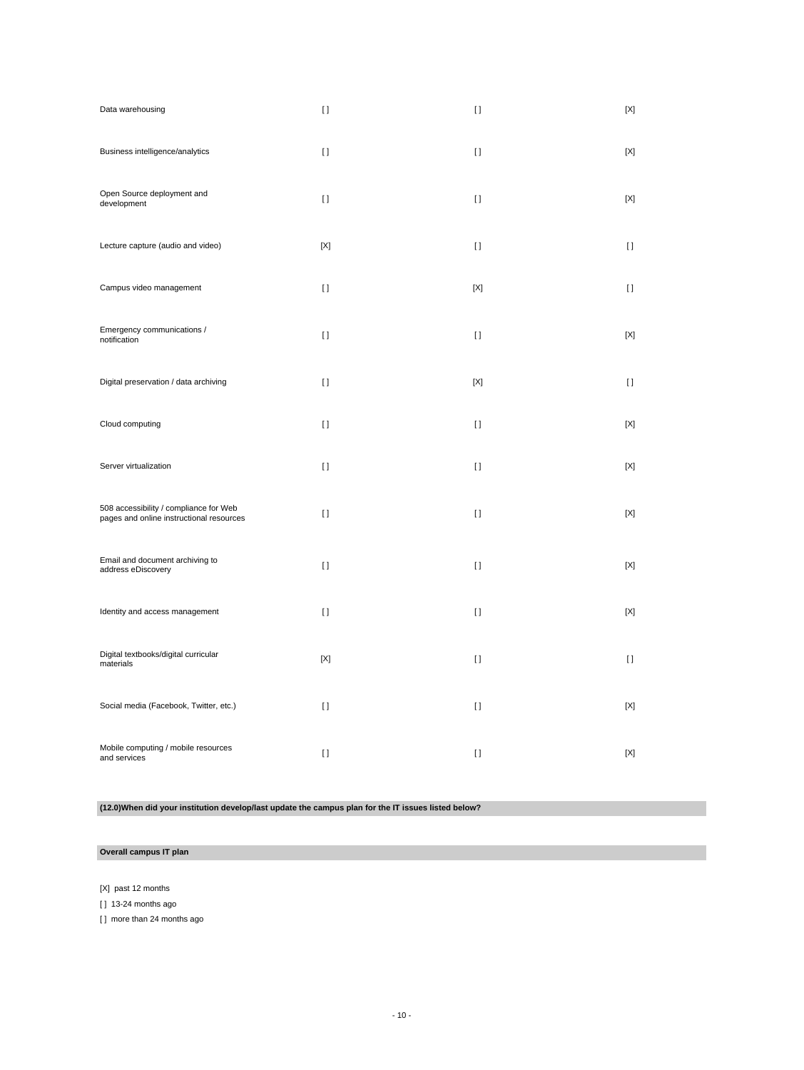| | | | |
|---|---|---|---|
| Data warehousing | [ ] | [ ] | [X] |
| Business intelligence/analytics | [ ] | [ ] | [X] |
| Open Source deployment and development | [ ] | [ ] | [X] |
| Lecture capture (audio and video) | [X] | [ ] | [ ] |
| Campus video management | [ ] | [X] | [ ] |
| Emergency communications / notification | [ ] | [ ] | [X] |
| Digital preservation / data archiving | [ ] | [X] | [ ] |
| Cloud computing | [ ] | [ ] | [X] |
| Server virtualization | [ ] | [ ] | [X] |
| 508 accessibility / compliance for Web pages and online instructional resources | [ ] | [ ] | [X] |
| Email and document archiving to address eDiscovery | [ ] | [ ] | [X] |
| Identity and access management | [ ] | [ ] | [X] |
| Digital textbooks/digital curricular materials | [X] | [ ] | [ ] |
| Social media (Facebook, Twitter, etc.) | [ ] | [ ] | [X] |
| Mobile computing / mobile resources and services | [ ] | [ ] | [X] |

**(12.0)When did your institution develop/last update the campus plan for the IT issues listed below?**

**Overall campus IT plan**

[X] past 12 months

[ ] 13-24 months ago

[ ] more than 24 months ago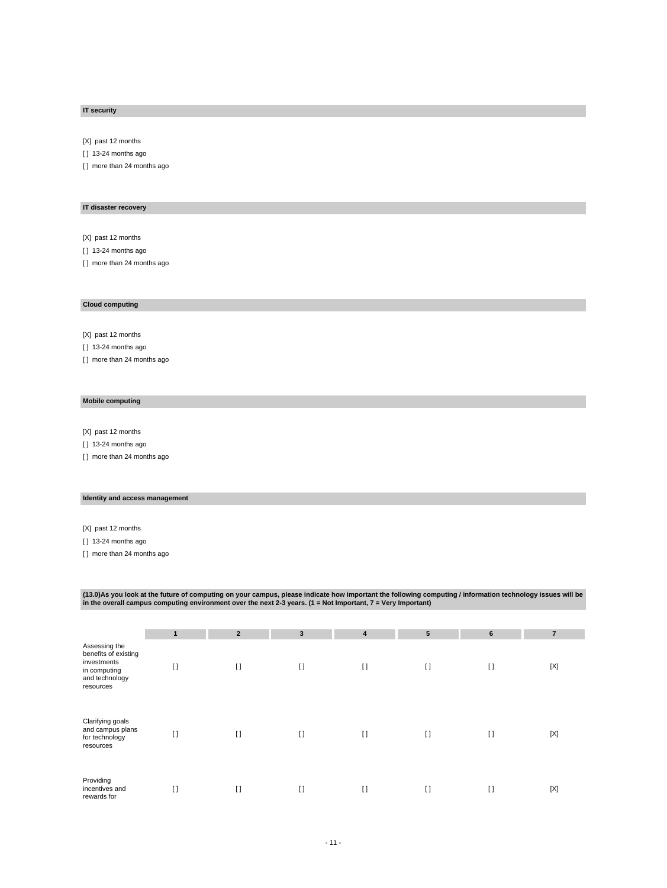**IT security**

[X] past 12 months

[ ] 13-24 months ago

[ ] more than 24 months ago

**IT disaster recovery**

[X] past 12 months

[ ] 13-24 months ago

[ ] more than 24 months ago

**Cloud computing**

[X] past 12 months

[ ] 13-24 months ago

[ ] more than 24 months ago

**Mobile computing**

[X] past 12 months

[ ] 13-24 months ago

[ ] more than 24 months ago

**Identity and access management**

[X] past 12 months

[ ] 13-24 months ago

[ ] more than 24 months ago

**(13.0)As you look at the future of computing on your campus, please indicate how important the following computing / information technology issues will be in the overall campus computing environment over the next 2-3 years. (1 = Not Important, 7 = Very Important)**

| | 1 | 2 | 3 | 4 | 5 | 6 | 7 |
|---|---|---|---|---|---|---|---|
| Assessing the benefits of existing investments in computing and technology resources | [ ] | [ ] | [ ] | [ ] | [ ] | [ ] | [X] |
| Clarifying goals and campus plans for technology resources | [ ] | [ ] | [ ] | [ ] | [ ] | [ ] | [X] |
| Providing incentives and rewards for | [ ] | [ ] | [ ] | [ ] | [ ] | [ ] | [X] |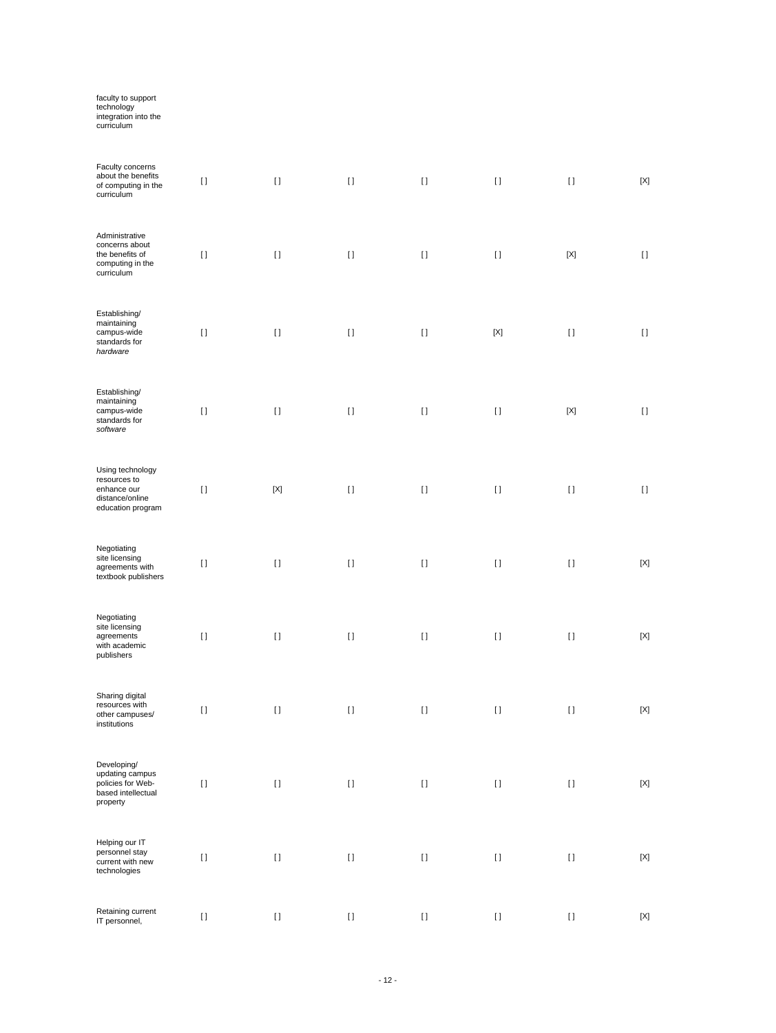| | | | | | | | |
|---|---|---|---|---|---|---|---|
| faculty to support technology integration into the curriculum | | | | | | | |
| Faculty concerns about the benefits of computing in the curriculum | [] | [] | [] | [] | [] | [] | [X] |
| Administrative concerns about the benefits of computing in the curriculum | [] | [] | [] | [] | [] | [X] | [] |
| Establishing/ maintaining campus-wide standards for *hardware* | [] | [] | [] | [] | [X] | [] | [] |
| Establishing/ maintaining campus-wide standards for *software* | [] | [] | [] | [] | [] | [X] | [] |
| Using technology resources to enhance our distance/online education program | [] | [X] | [] | [] | [] | [] | [] |
| Negotiating site licensing agreements with textbook publishers | [] | [] | [] | [] | [] | [] | [X] |
| Negotiating site licensing agreements with academic publishers | [] | [] | [] | [] | [] | [] | [X] |
| Sharing digital resources with other campuses/ institutions | [] | [] | [] | [] | [] | [] | [X] |
| Developing/ updating campus policies for Web-based intellectual property | [] | [] | [] | [] | [] | [] | [X] |
| Helping our IT personnel stay current with new technologies | [] | [] | [] | [] | [] | [] | [X] |
| Retaining current IT personnel, | [] | [] | [] | [] | [] | [] | [X] |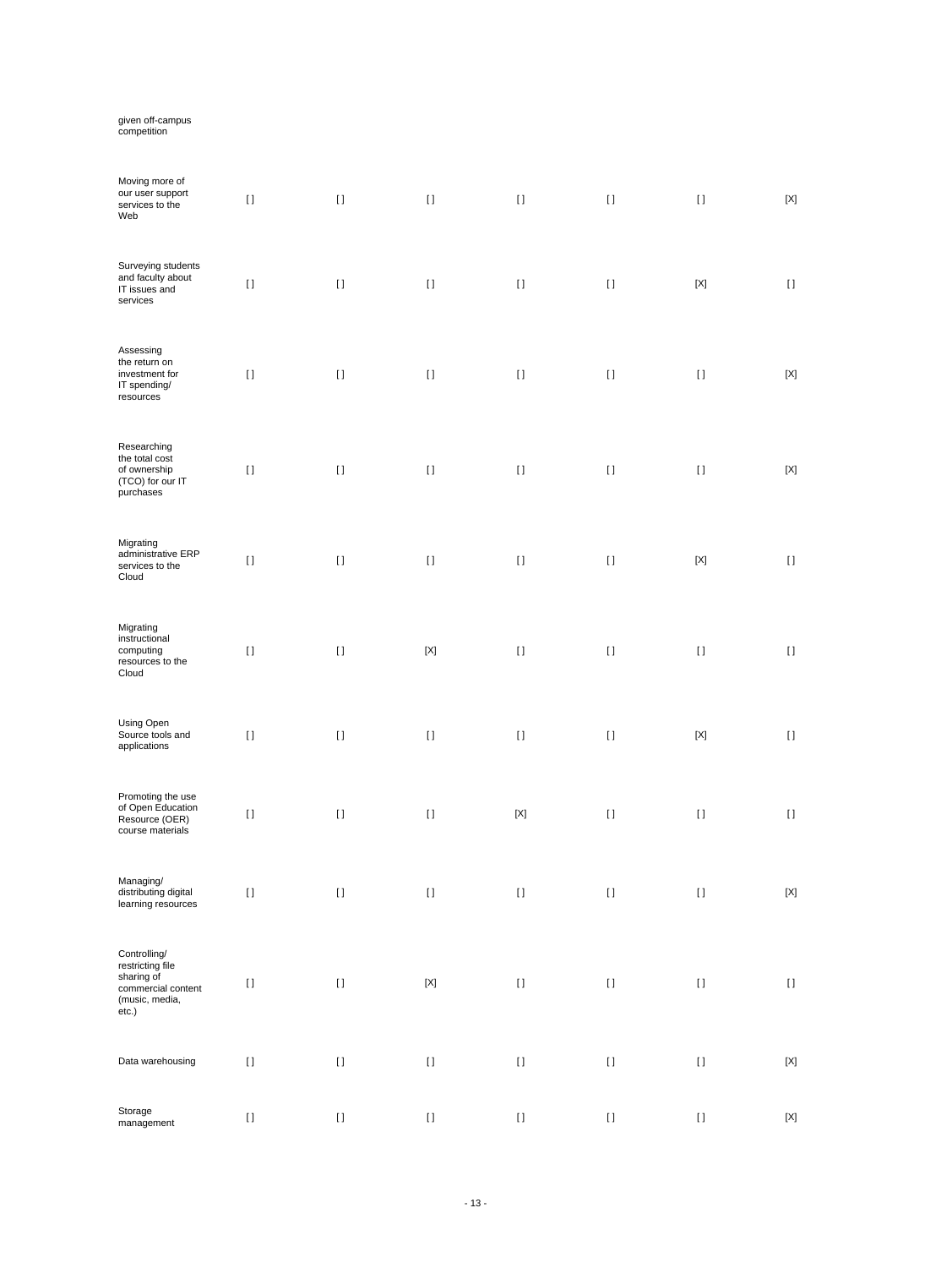given off-campus competition

| | | | | | | | |
|---|---|---|---|---|---|---|---|
| Moving more of our user support services to the Web | [] | [] | [] | [] | [] | [] | [X] |
| Surveying students and faculty about IT issues and services | [] | [] | [] | [] | [] | [X] | [] |
| Assessing the return on investment for IT spending/ resources | [] | [] | [] | [] | [] | [] | [X] |
| Researching the total cost of ownership (TCO) for our IT purchases | [] | [] | [] | [] | [] | [] | [X] |
| Migrating administrative ERP services to the Cloud | [] | [] | [] | [] | [] | [X] | [] |
| Migrating instructional computing resources to the Cloud | [] | [] | [X] | [] | [] | [] | [] |
| Using Open Source tools and applications | [] | [] | [] | [] | [] | [X] | [] |
| Promoting the use of Open Education Resource (OER) course materials | [] | [] | [] | [X] | [] | [] | [] |
| Managing/ distributing digital learning resources | [] | [] | [] | [] | [] | [] | [X] |
| Controlling/ restricting file sharing of commercial content (music, media, etc.) | [] | [] | [X] | [] | [] | [] | [] |
| Data warehousing | [] | [] | [] | [] | [] | [] | [X] |
| Storage management | [] | [] | [] | [] | [] | [] | [X] |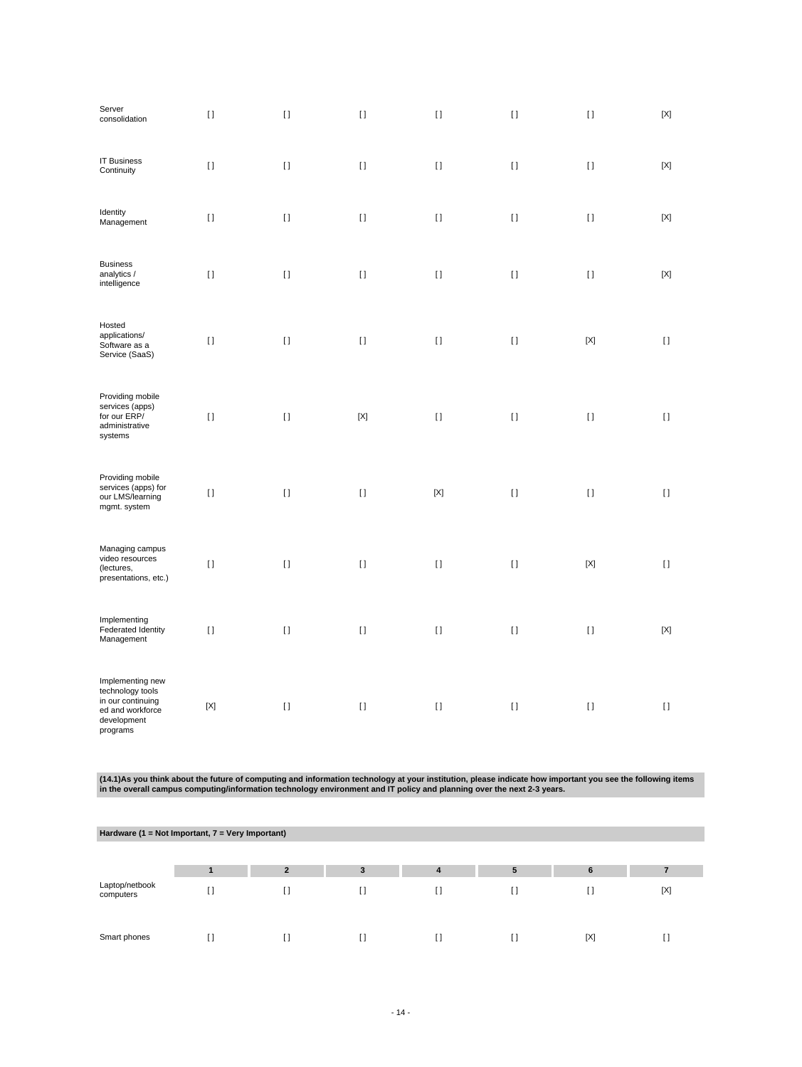| | | | | | | | |
|---|---|---|---|---|---|---|---|
| Server consolidation | [] | [] | [] | [] | [] | [] | [X] |
| IT Business Continuity | [] | [] | [] | [] | [] | [] | [X] |
| Identity Management | [] | [] | [] | [] | [] | [] | [X] |
| Business analytics / intelligence | [] | [] | [] | [] | [] | [] | [X] |
| Hosted applications/ Software as a Service (SaaS) | [] | [] | [] | [] | [] | [X] | [] |
| Providing mobile services (apps) for our ERP/ administrative systems | [] | [] | [X] | [] | [] | [] | [] |
| Providing mobile services (apps) for our LMS/learning mgmt. system | [] | [] | [] | [X] | [] | [] | [] |
| Managing campus video resources (lectures, presentations, etc.) | [] | [] | [] | [] | [] | [X] | [] |
| Implementing Federated Identity Management | [] | [] | [] | [] | [] | [] | [X] |
| Implementing new technology tools in our continuing ed and workforce development programs | [X] | [] | [] | [] | [] | [] | [] |

**(14.1)As you think about the future of computing and information technology at your institution, please indicate how important you see the following items in the overall campus computing/information technology environment and IT policy and planning over the next 2-3 years.**

**Hardware (1 = Not Important, 7 = Very Important)**

| | 1 | 2 | 3 | 4 | 5 | 6 | 7 |
|---|---|---|---|---|---|---|---|
| Laptop/netbook computers | [] | [] | [] | [] | [] | [] | [X] |
| Smart phones | [] | [] | [] | [] | [] | [X] | [] |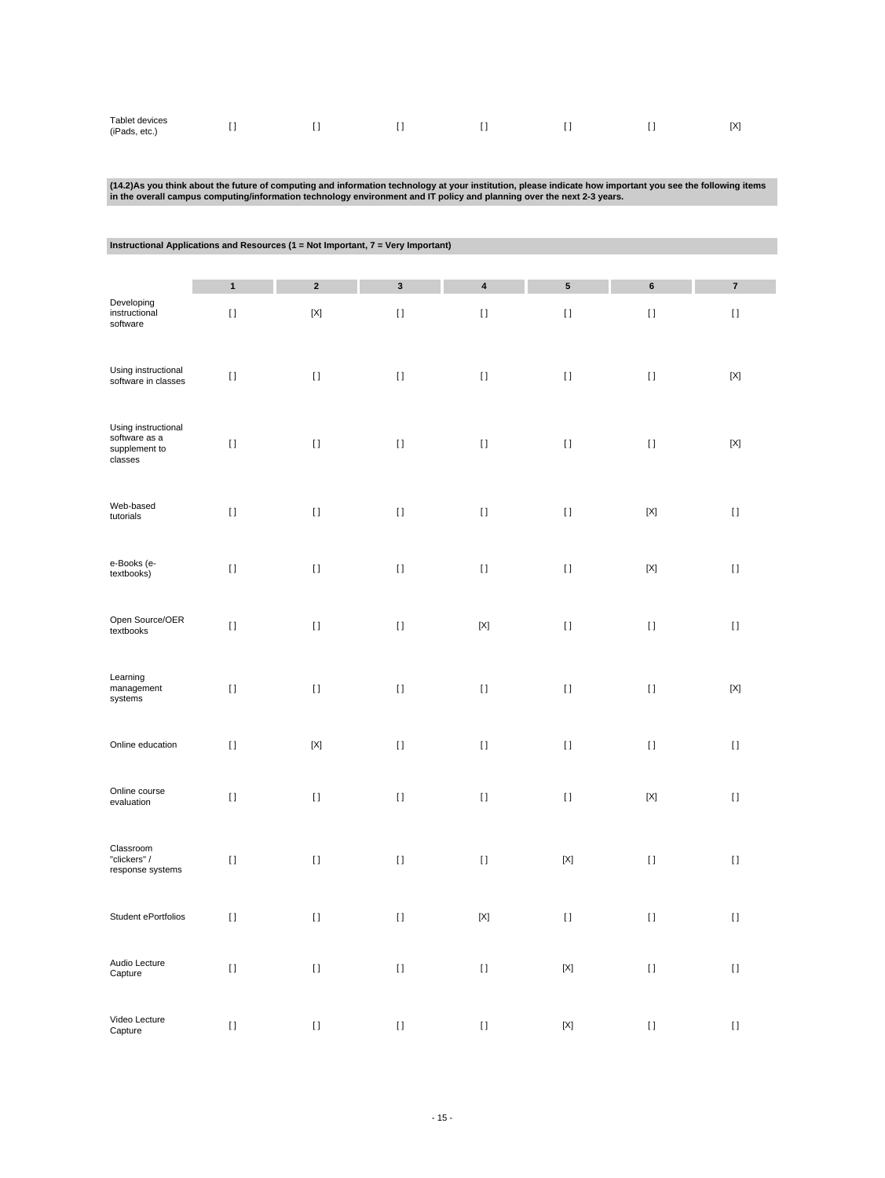| | | | | | | | |
|---|---|---|---|---|---|---|---|
| Tablet devices (iPads, etc.) | [ ] | [ ] | [ ] | [ ] | [ ] | [ ] | [X] |

**(14.2)As you think about the future of computing and information technology at your institution, please indicate how important you see the following items in the overall campus computing/information technology environment and IT policy and planning over the next 2-3 years.**

**Instructional Applications and Resources (1 = Not Important, 7 = Very Important)**

| | 1 | 2 | 3 | 4 | 5 | 6 | 7 |
|---|---|---|---|---|---|---|---|
| Developing instructional software | [ ] | [X] | [ ] | [ ] | [ ] | [ ] | [ ] |
| Using instructional software in classes | [ ] | [ ] | [ ] | [ ] | [ ] | [ ] | [X] |
| Using instructional software as a supplement to classes | [ ] | [ ] | [ ] | [ ] | [ ] | [ ] | [X] |
| Web-based tutorials | [ ] | [ ] | [ ] | [ ] | [ ] | [X] | [ ] |
| e-Books (e-textbooks) | [ ] | [ ] | [ ] | [ ] | [ ] | [X] | [ ] |
| Open Source/OER textbooks | [ ] | [ ] | [ ] | [X] | [ ] | [ ] | [ ] |
| Learning management systems | [ ] | [ ] | [ ] | [ ] | [ ] | [ ] | [X] |
| Online education | [ ] | [X] | [ ] | [ ] | [ ] | [ ] | [ ] |
| Online course evaluation | [ ] | [ ] | [ ] | [ ] | [ ] | [X] | [ ] |
| Classroom "clickers" / response systems | [ ] | [ ] | [ ] | [ ] | [X] | [ ] | [ ] |
| Student ePortfolios | [ ] | [ ] | [ ] | [X] | [ ] | [ ] | [ ] |
| Audio Lecture Capture | [ ] | [ ] | [ ] | [ ] | [X] | [ ] | [ ] |
| Video Lecture Capture | [ ] | [ ] | [ ] | [ ] | [X] | [ ] | [ ] |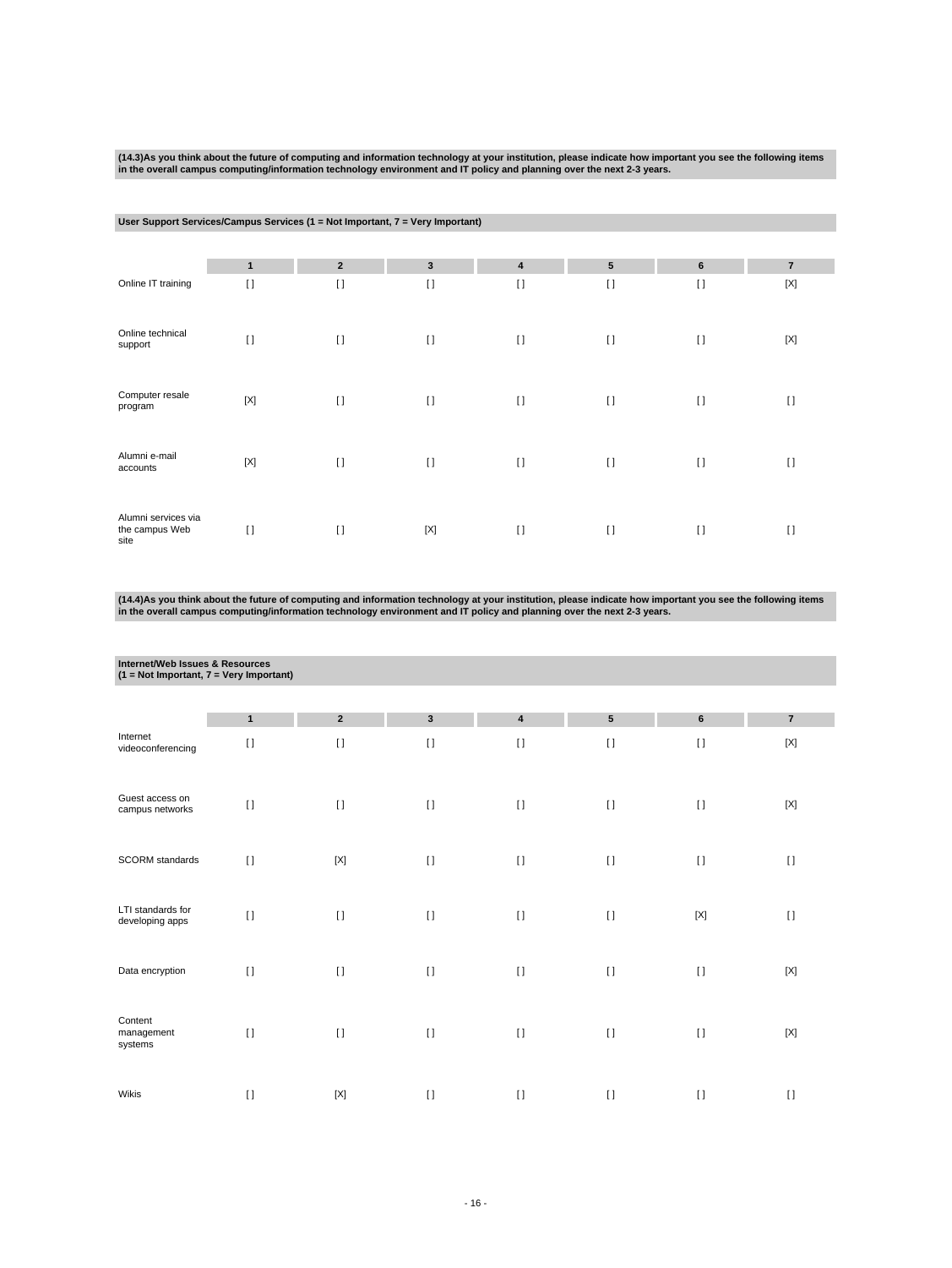**(14.3)As you think about the future of computing and information technology at your institution, please indicate how important you see the following items in the overall campus computing/information technology environment and IT policy and planning over the next 2-3 years.**

**User Support Services/Campus Services (1 = Not Important, 7 = Very Important)**

| | 1 | 2 | 3 | 4 | 5 | 6 | 7 |
|---|---|---|---|---|---|---|---|
| Online IT training | [] | [] | [] | [] | [] | [] | [X] |
| Online technical support | [] | [] | [] | [] | [] | [] | [X] |
| Computer resale program | [X] | [] | [] | [] | [] | [] | [] |
| Alumni e-mail accounts | [X] | [] | [] | [] | [] | [] | [] |
| Alumni services via the campus Web site | [] | [] | [X] | [] | [] | [] | [] |

**(14.4)As you think about the future of computing and information technology at your institution, please indicate how important you see the following items in the overall campus computing/information technology environment and IT policy and planning over the next 2-3 years.**

**Internet/Web Issues & Resources (1 = Not Important, 7 = Very Important)**

| | 1 | 2 | 3 | 4 | 5 | 6 | 7 |
|---|---|---|---|---|---|---|---|
| Internet videoconferencing | [] | [] | [] | [] | [] | [] | [X] |
| Guest access on campus networks | [] | [] | [] | [] | [] | [] | [X] |
| SCORM standards | [] | [X] | [] | [] | [] | [] | [] |
| LTI standards for developing apps | [] | [] | [] | [] | [] | [X] | [] |
| Data encryption | [] | [] | [] | [] | [] | [] | [X] |
| Content management systems | [] | [] | [] | [] | [] | [] | [X] |
| Wikis | [] | [X] | [] | [] | [] | [] | [] |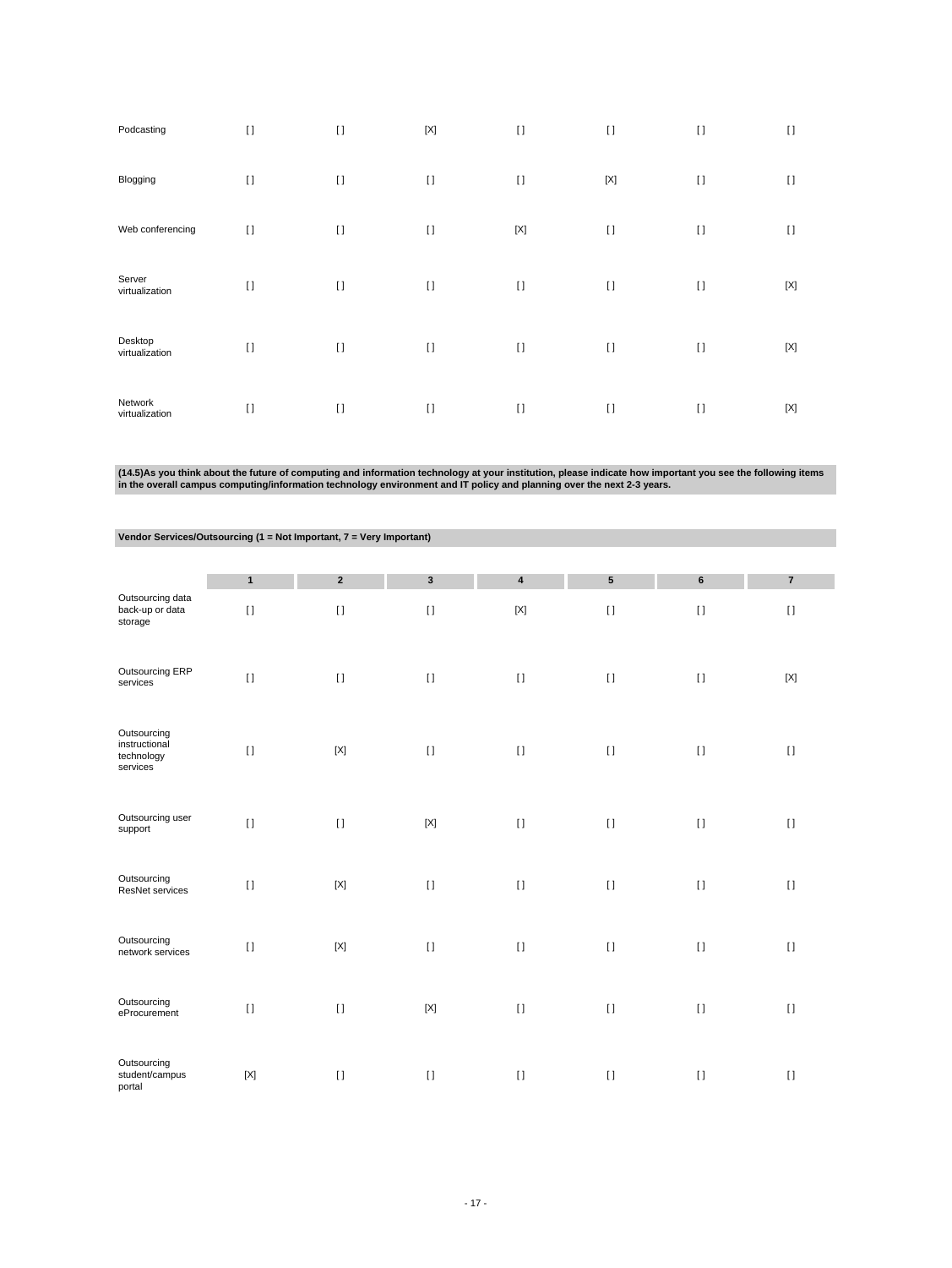| | | | | | | | |
|---|---|---|---|---|---|---|---|
| Podcasting | [] | [] | [X] | [] | [] | [] | [] |
| Blogging | [] | [] | [] | [] | [X] | [] | [] |
| Web conferencing | [] | [] | [] | [X] | [] | [] | [] |
| Server virtualization | [] | [] | [] | [] | [] | [] | [X] |
| Desktop virtualization | [] | [] | [] | [] | [] | [] | [X] |
| Network virtualization | [] | [] | [] | [] | [] | [] | [X] |

**(14.5)As you think about the future of computing and information technology at your institution, please indicate how important you see the following items in the overall campus computing/information technology environment and IT policy and planning over the next 2-3 years.**

**Vendor Services/Outsourcing (1 = Not Important, 7 = Very Important)**

| | 1 | 2 | 3 | 4 | 5 | 6 | 7 |
|---|---|---|---|---|---|---|---|
| Outsourcing data back-up or data storage | [] | [] | [] | [X] | [] | [] | [] |
| Outsourcing ERP services | [] | [] | [] | [] | [] | [] | [X] |
| Outsourcing instructional technology services | [] | [X] | [] | [] | [] | [] | [] |
| Outsourcing user support | [] | [] | [X] | [] | [] | [] | [] |
| Outsourcing ResNet services | [] | [X] | [] | [] | [] | [] | [] |
| Outsourcing network services | [] | [X] | [] | [] | [] | [] | [] |
| Outsourcing eProcurement | [] | [] | [X] | [] | [] | [] | [] |
| Outsourcing student/campus portal | [X] | [] | [] | [] | [] | [] | [] |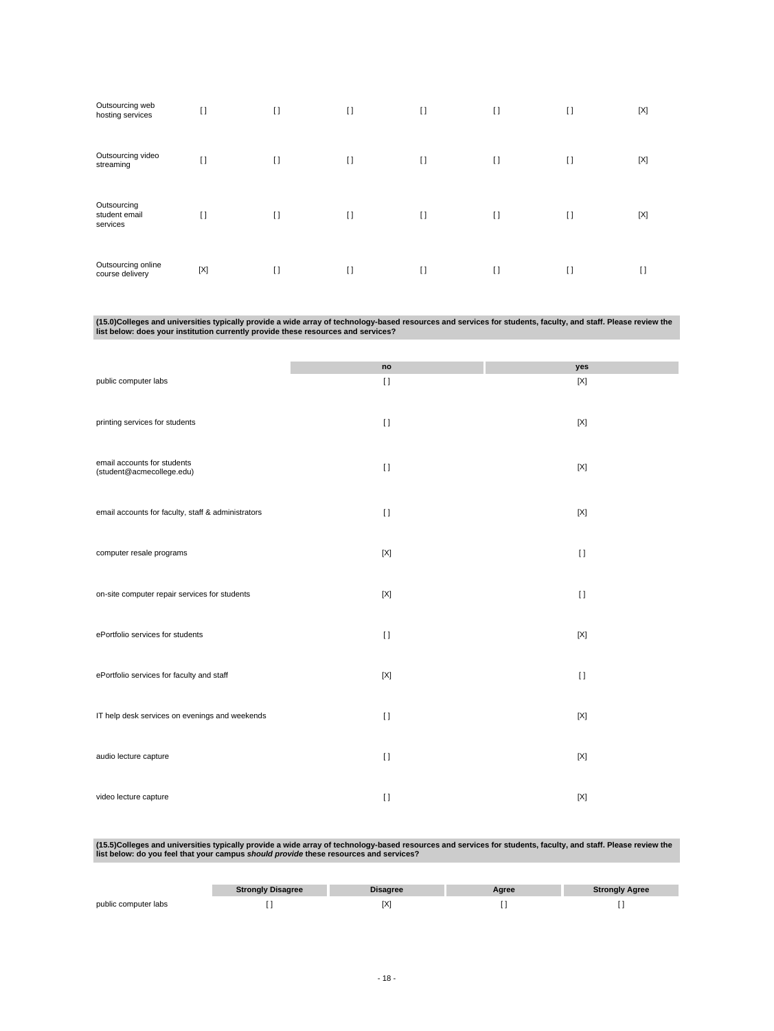| | | | | | | | |
|---|---|---|---|---|---|---|---|
| Outsourcing web hosting services | [ ] | [ ] | [ ] | [ ] | [ ] | [ ] | [X] |
| Outsourcing video streaming | [ ] | [ ] | [ ] | [ ] | [ ] | [ ] | [X] |
| Outsourcing student email services | [ ] | [ ] | [ ] | [ ] | [ ] | [ ] | [X] |
| Outsourcing online course delivery | [X] | [ ] | [ ] | [ ] | [ ] | [ ] | [ ] |

**(15.0)Colleges and universities typically provide a wide array of technology-based resources and services for students, faculty, and staff. Please review the list below: does your institution currently provide these resources and services?**

| | no | yes |
|---|---|---|
| public computer labs | [ ] | [X] |
| printing services for students | [ ] | [X] |
| email accounts for students (student@acmecollege.edu) | [ ] | [X] |
| email accounts for faculty, staff & administrators | [ ] | [X] |
| computer resale programs | [X] | [ ] |
| on-site computer repair services for students | [X] | [ ] |
| ePortfolio services for students | [ ] | [X] |
| ePortfolio services for faculty and staff | [X] | [ ] |
| IT help desk services on evenings and weekends | [ ] | [X] |
| audio lecture capture | [ ] | [X] |
| video lecture capture | [ ] | [X] |

**(15.5)Colleges and universities typically provide a wide array of technology-based resources and services for students, faculty, and staff. Please review the list below: do you feel that your campus *should provide* these resources and services?**

| | Strongly Disagree | Disagree | Agree | Strongly Agree |
|---|---|---|---|---|
| public computer labs | [ ] | [X] | [ ] | [ ] |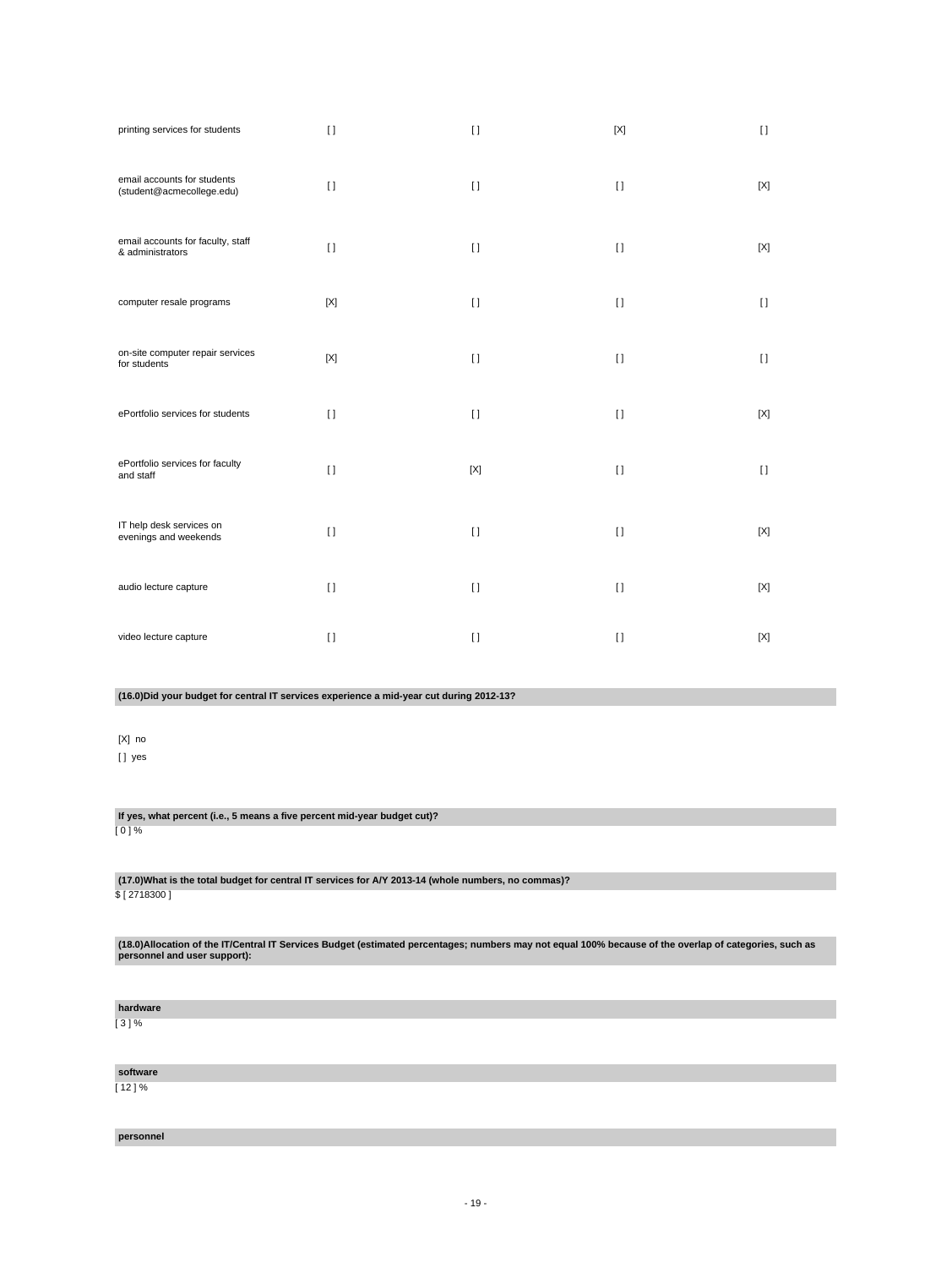| | | | | |
|---|---|---|---|---|
| printing services for students | [ ] | [ ] | [X] | [ ] |
| email accounts for students (student@acmecollege.edu) | [ ] | [ ] | [ ] | [X] |
| email accounts for faculty, staff & administrators | [ ] | [ ] | [ ] | [X] |
| computer resale programs | [X] | [ ] | [ ] | [ ] |
| on-site computer repair services for students | [X] | [ ] | [ ] | [ ] |
| ePortfolio services for students | [ ] | [ ] | [ ] | [X] |
| ePortfolio services for faculty and staff | [ ] | [X] | [ ] | [ ] |
| IT help desk services on evenings and weekends | [ ] | [ ] | [ ] | [X] |
| audio lecture capture | [ ] | [ ] | [ ] | [X] |
| video lecture capture | [ ] | [ ] | [ ] | [X] |

**(16.0)Did your budget for central IT services experience a mid-year cut during 2012-13?**

[X] no

[ ] yes

**If yes, what percent (i.e., 5 means a five percent mid-year budget cut)?**

[ 0 ] %

**(17.0)What is the total budget for central IT services for A/Y 2013-14 (whole numbers, no commas)?**

$ [ 2718300 ]

**(18.0)Allocation of the IT/Central IT Services Budget (estimated percentages; numbers may not equal 100% because of the overlap of categories, such as personnel and user support):**

**hardware**

[ 3 ] %

**software**

[ 12 ] %

**personnel**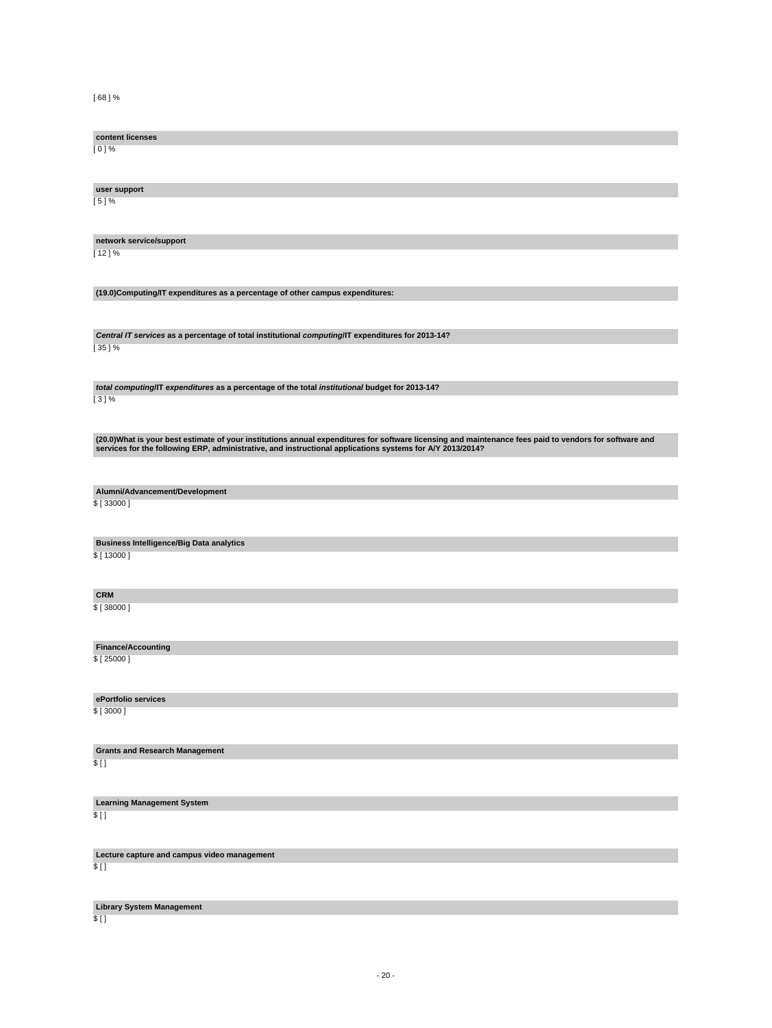[ 68 ] %

**content licenses**

[ 0 ] %

**user support**

[ 5 ] %

**network service/support**

[ 12 ] %

**(19.0)Computing/IT expenditures as a percentage of other campus expenditures:**

***Central IT services*** **as a percentage of total institutional** ***computing*****/IT expenditures for 2013-14?**

[ 35 ] %

***total computing*****/IT** ***expenditures*** **as a percentage of the total** ***institutional*** **budget for 2013-14?**

[ 3 ] %

**(20.0)What is your best estimate of your institutions annual expenditures for software licensing and maintenance fees paid to vendors for software and services for the following ERP, administrative, and instructional applications systems for A/Y 2013/2014?**

**Alumni/Advancement/Development**

$ [ 33000 ]

**Business Intelligence/Big Data analytics**

$ [ 13000 ]

**CRM**

$ [ 38000 ]

**Finance/Accounting**

$ [ 25000 ]

**ePortfolio services**

$ [ 3000 ]

**Grants and Research Management**

$ [ ]

**Learning Management System**

$ [ ]

**Lecture capture and campus video management**

$ [ ]

**Library System Management**

$ [ ]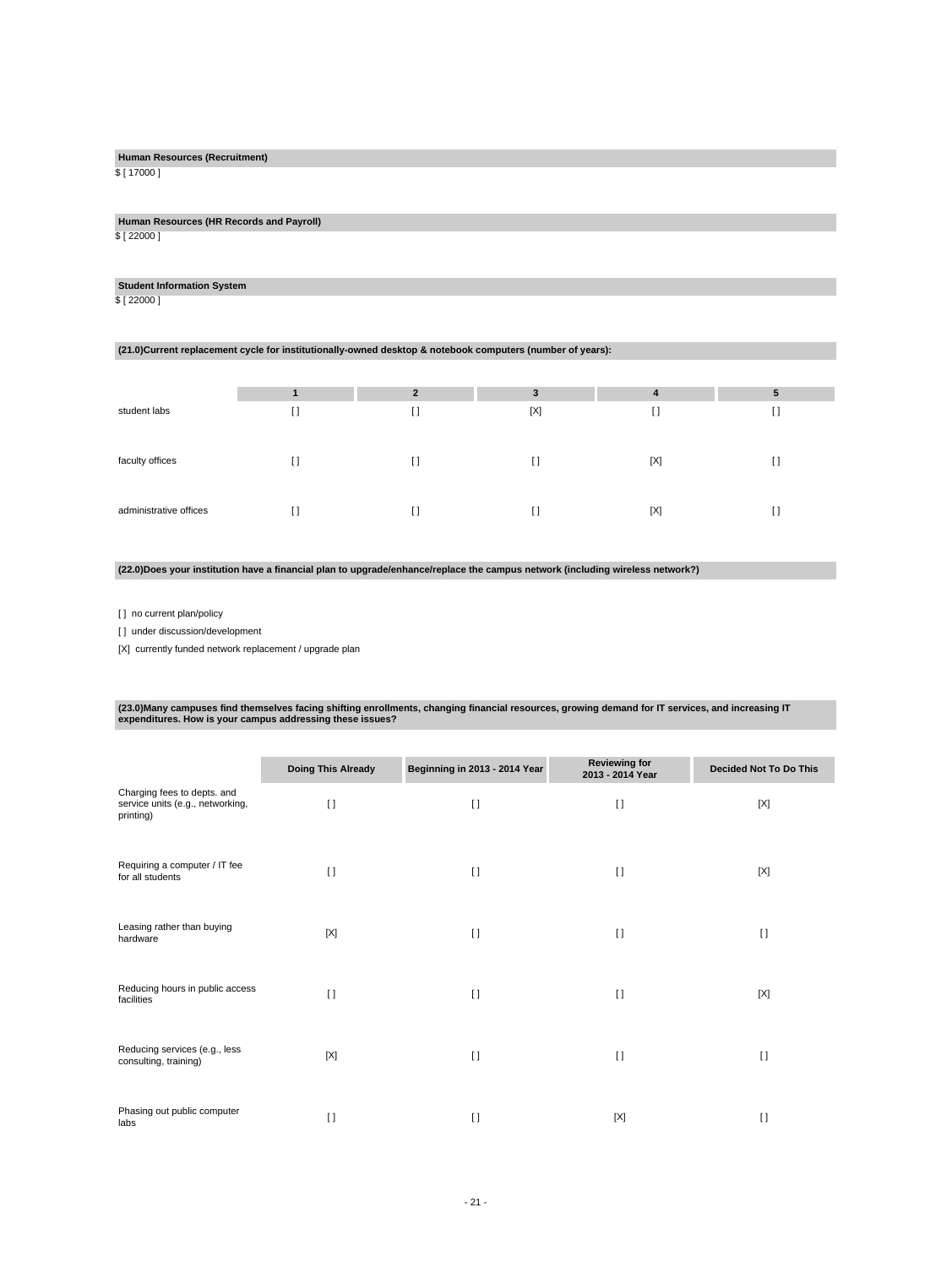**Human Resources (Recruitment)**

$ [ 17000 ]

**Human Resources (HR Records and Payroll)**

$ [ 22000 ]

**Student Information System**

$ [ 22000 ]

**(21.0)Current replacement cycle for institutionally-owned desktop & notebook computers (number of years):**

| | 1 | 2 | 3 | 4 | 5 |
|---|---|---|---|---|---|
| student labs | [ ] | [ ] | [X] | [ ] | [ ] |
| faculty offices | [ ] | [ ] | [ ] | [X] | [ ] |
| administrative offices | [ ] | [ ] | [ ] | [X] | [ ] |

**(22.0)Does your institution have a financial plan to upgrade/enhance/replace the campus network (including wireless network?)**

[ ] no current plan/policy

[ ] under discussion/development

[X] currently funded network replacement / upgrade plan

**(23.0)Many campuses find themselves facing shifting enrollments, changing financial resources, growing demand for IT services, and increasing IT expenditures. How is your campus addressing these issues?**

| | Doing This Already | Beginning in 2013 - 2014 Year | Reviewing for 2013 - 2014 Year | Decided Not To Do This |
|---|---|---|---|---|
| Charging fees to depts. and service units (e.g., networking, printing) | [ ] | [ ] | [ ] | [X] |
| Requiring a computer / IT fee for all students | [ ] | [ ] | [ ] | [X] |
| Leasing rather than buying hardware | [X] | [ ] | [ ] | [ ] |
| Reducing hours in public access facilities | [ ] | [ ] | [ ] | [X] |
| Reducing services (e.g., less consulting, training) | [X] | [ ] | [ ] | [ ] |
| Phasing out public computer labs | [ ] | [ ] | [X] | [ ] |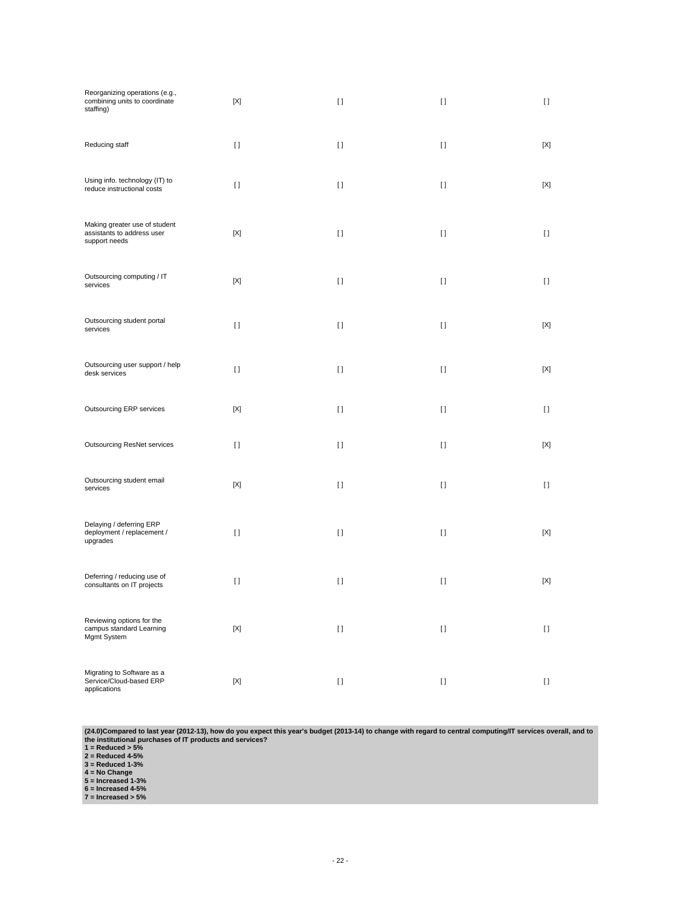| | | | | |
|---|---|---|---|---|
| Reorganizing operations (e.g., combining units to coordinate staffing) | [X] | [ ] | [ ] | [ ] |
| Reducing staff | [ ] | [ ] | [ ] | [X] |
| Using info. technology (IT) to reduce instructional costs | [ ] | [ ] | [ ] | [X] |
| Making greater use of student assistants to address user support needs | [X] | [ ] | [ ] | [ ] |
| Outsourcing computing / IT services | [X] | [ ] | [ ] | [ ] |
| Outsourcing student portal services | [ ] | [ ] | [ ] | [X] |
| Outsourcing user support / help desk services | [ ] | [ ] | [ ] | [X] |
| Outsourcing ERP services | [X] | [ ] | [ ] | [ ] |
| Outsourcing ResNet services | [ ] | [ ] | [ ] | [X] |
| Outsourcing student email services | [X] | [ ] | [ ] | [ ] |
| Delaying / deferring ERP deployment / replacement / upgrades | [ ] | [ ] | [ ] | [X] |
| Deferring / reducing use of consultants on IT projects | [ ] | [ ] | [ ] | [X] |
| Reviewing options for the campus standard Learning Mgmt System | [X] | [ ] | [ ] | [ ] |
| Migrating to Software as a Service/Cloud-based ERP applications | [X] | [ ] | [ ] | [ ] |

**(24.0)Compared to last year (2012-13), how do you expect this year's budget (2013-14) to change with regard to central computing/IT services overall, and to the institutional purchases of IT products and services?**
**1 = Reduced > 5%**
**2 = Reduced 4-5%**
**3 = Reduced 1-3%**
**4 = No Change**
**5 = Increased 1-3%**
**6 = Increased 4-5%**
**7 = Increased > 5%**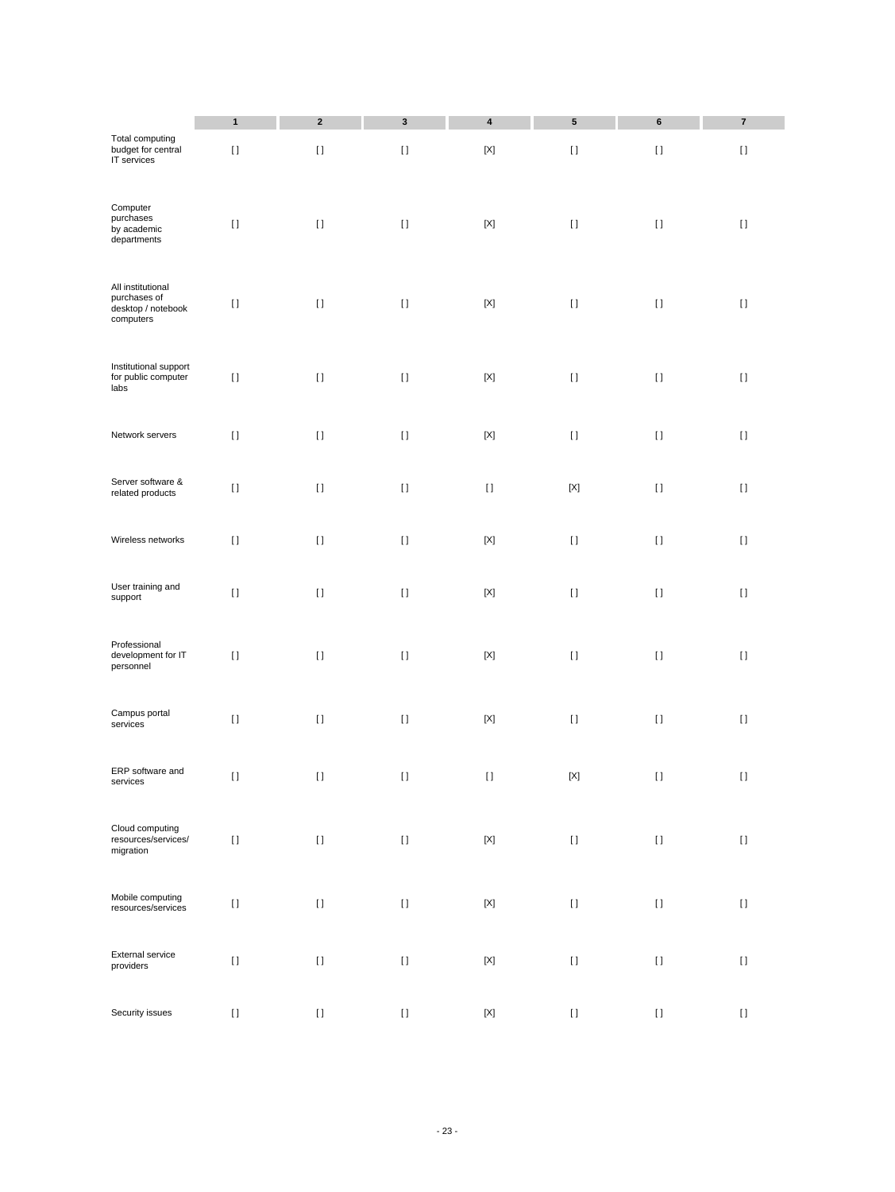| | 1 | 2 | 3 | 4 | 5 | 6 | 7 |
|---|---|---|---|---|---|---|---|
| Total computing budget for central IT services | [] | [] | [] | [X] | [] | [] | [] |
| Computer purchases by academic departments | [] | [] | [] | [X] | [] | [] | [] |
| All institutional purchases of desktop / notebook computers | [] | [] | [] | [X] | [] | [] | [] |
| Institutional support for public computer labs | [] | [] | [] | [X] | [] | [] | [] |
| Network servers | [] | [] | [] | [X] | [] | [] | [] |
| Server software & related products | [] | [] | [] | [] | [X] | [] | [] |
| Wireless networks | [] | [] | [] | [X] | [] | [] | [] |
| User training and support | [] | [] | [] | [X] | [] | [] | [] |
| Professional development for IT personnel | [] | [] | [] | [X] | [] | [] | [] |
| Campus portal services | [] | [] | [] | [X] | [] | [] | [] |
| ERP software and services | [] | [] | [] | [] | [X] | [] | [] |
| Cloud computing resources/services/ migration | [] | [] | [] | [X] | [] | [] | [] |
| Mobile computing resources/services | [] | [] | [] | [X] | [] | [] | [] |
| External service providers | [] | [] | [] | [X] | [] | [] | [] |
| Security issues | [] | [] | [] | [X] | [] | [] | [] |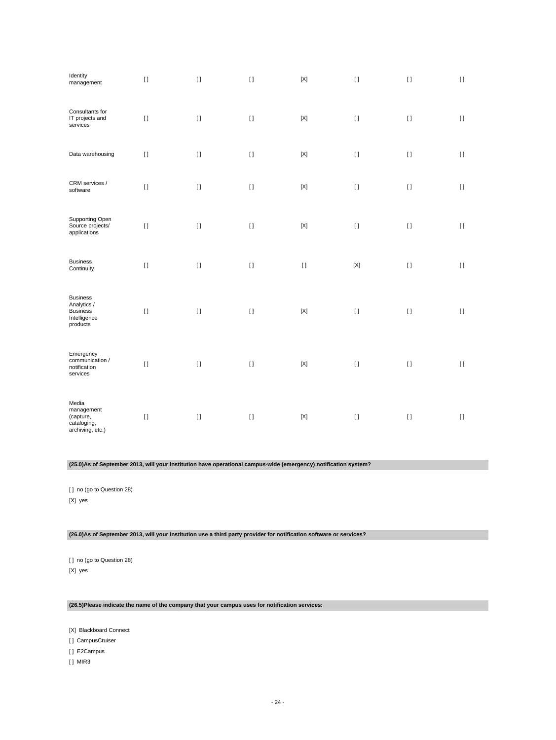| | | | | | | | |
|---|---|---|---|---|---|---|---|
| Identity management | [ ] | [ ] | [ ] | [X] | [ ] | [ ] | [ ] |
| Consultants for IT projects and services | [ ] | [ ] | [ ] | [X] | [ ] | [ ] | [ ] |
| Data warehousing | [ ] | [ ] | [ ] | [X] | [ ] | [ ] | [ ] |
| CRM services / software | [ ] | [ ] | [ ] | [X] | [ ] | [ ] | [ ] |
| Supporting Open Source projects/ applications | [ ] | [ ] | [ ] | [X] | [ ] | [ ] | [ ] |
| Business Continuity | [ ] | [ ] | [ ] | [ ] | [X] | [ ] | [ ] |
| Business Analytics / Business Intelligence products | [ ] | [ ] | [ ] | [X] | [ ] | [ ] | [ ] |
| Emergency communication / notification services | [ ] | [ ] | [ ] | [X] | [ ] | [ ] | [ ] |
| Media management (capture, cataloging, archiving, etc.) | [ ] | [ ] | [ ] | [X] | [ ] | [ ] | [ ] |

**(25.0)As of September 2013, will your institution have operational campus-wide (emergency) notification system?**

[ ] no (go to Question 28)

[X] yes

**(26.0)As of September 2013, will your institution use a third party provider for notification software or services?**

[ ] no (go to Question 28)

[X] yes

**(26.5)Please indicate the name of the company that your campus uses for notification services:**

[X] Blackboard Connect

[ ] CampusCruiser

[ ] E2Campus

[ ] MIR3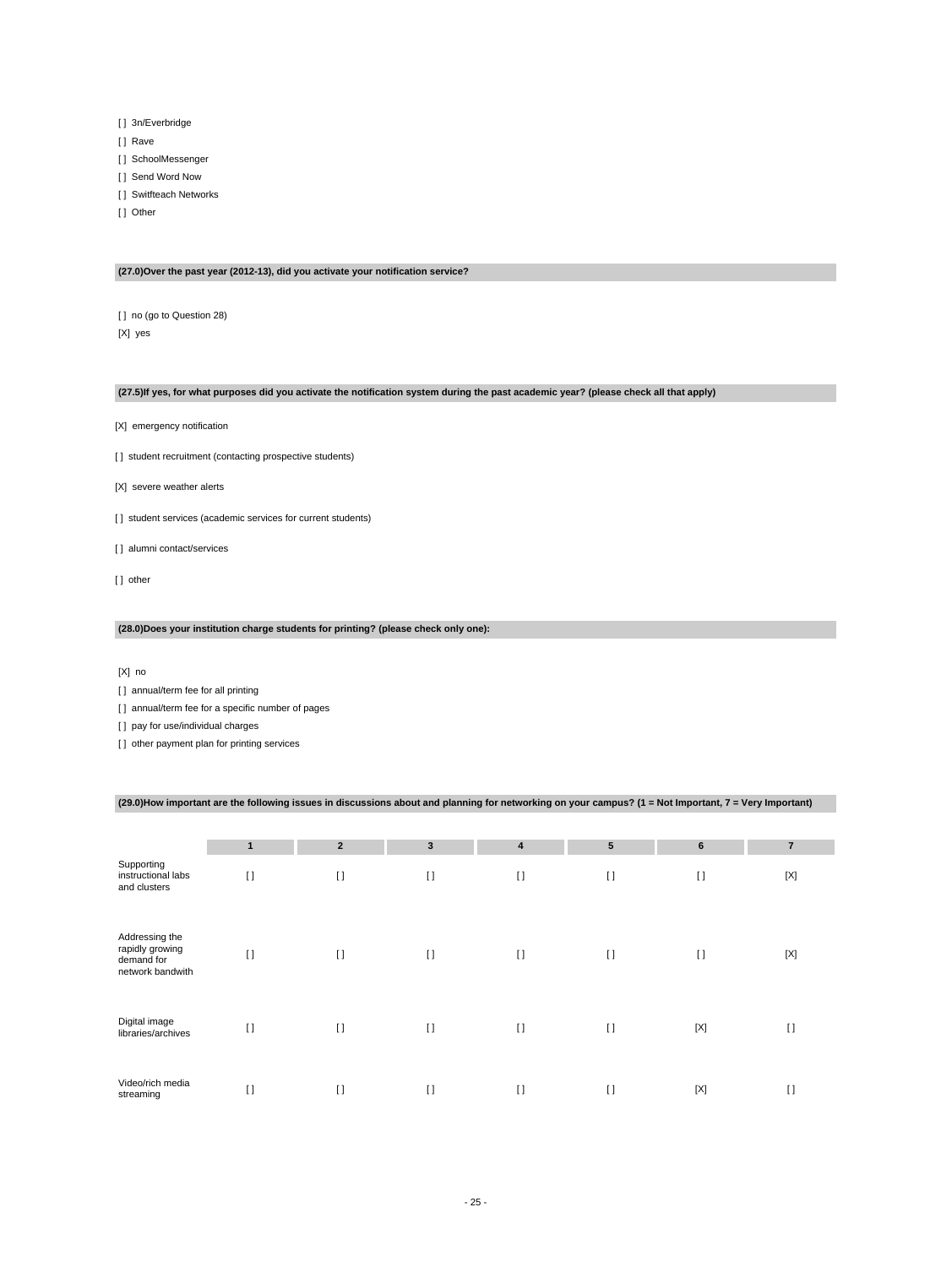[ ] 3n/Everbridge

[ ] Rave

[ ] SchoolMessenger

[ ] Send Word Now

[ ] Swiftteach Networks

[ ] Other

**(27.0)Over the past year (2012-13), did you activate your notification service?**

[ ] no (go to Question 28)

[X] yes

**(27.5)If yes, for what purposes did you activate the notification system during the past academic year? (please check all that apply)**

[X] emergency notification

[ ] student recruitment (contacting prospective students)

[X] severe weather alerts

[ ] student services (academic services for current students)

[ ] alumni contact/services

[ ] other

**(28.0)Does your institution charge students for printing? (please check only one):**

[X] no

[ ] annual/term fee for all printing

[ ] annual/term fee for a specific number of pages

[ ] pay for use/individual charges

[ ] other payment plan for printing services

**(29.0)How important are the following issues in discussions about and planning for networking on your campus? (1 = Not Important, 7 = Very Important)**

| | 1 | 2 | 3 | 4 | 5 | 6 | 7 |
|---|---|---|---|---|---|---|---|
| Supporting instructional labs and clusters | [ ] | [ ] | [ ] | [ ] | [ ] | [ ] | [X] |
| Addressing the rapidly growing demand for network bandwith | [ ] | [ ] | [ ] | [ ] | [ ] | [ ] | [X] |
| Digital image libraries/archives | [ ] | [ ] | [ ] | [ ] | [ ] | [X] | [ ] |
| Video/rich media streaming | [ ] | [ ] | [ ] | [ ] | [ ] | [X] | [ ] |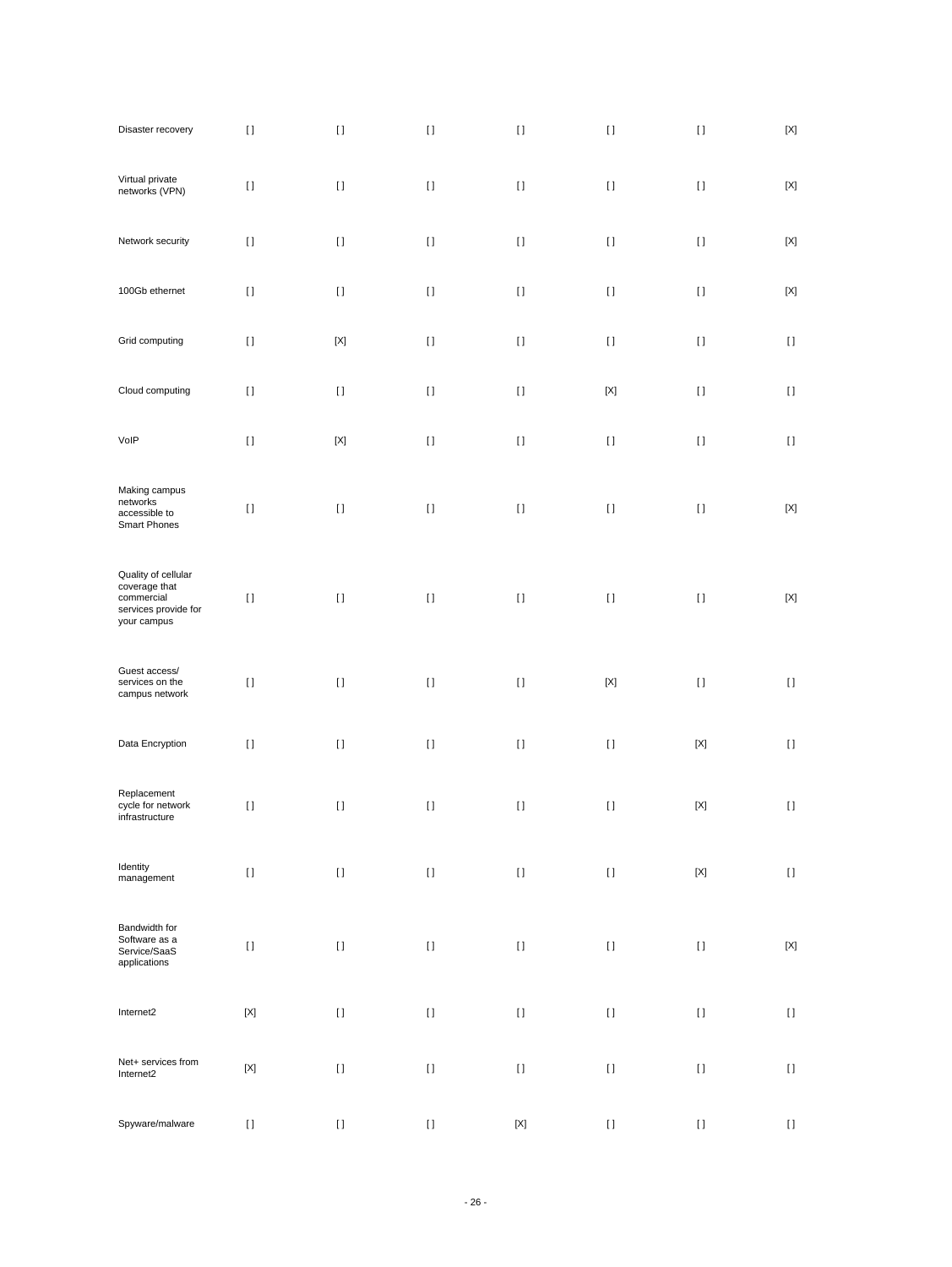| | | | | | | | |
|---|---|---|---|---|---|---|---|
| Disaster recovery | [] | [] | [] | [] | [] | [] | [X] |
| Virtual private networks (VPN) | [] | [] | [] | [] | [] | [] | [X] |
| Network security | [] | [] | [] | [] | [] | [] | [X] |
| 100Gb ethernet | [] | [] | [] | [] | [] | [] | [X] |
| Grid computing | [] | [X] | [] | [] | [] | [] | [] |
| Cloud computing | [] | [] | [] | [] | [X] | [] | [] |
| VoIP | [] | [X] | [] | [] | [] | [] | [] |
| Making campus networks accessible to Smart Phones | [] | [] | [] | [] | [] | [] | [X] |
| Quality of cellular coverage that commercial services provide for your campus | [] | [] | [] | [] | [] | [] | [X] |
| Guest access/ services on the campus network | [] | [] | [] | [] | [X] | [] | [] |
| Data Encryption | [] | [] | [] | [] | [] | [X] | [] |
| Replacement cycle for network infrastructure | [] | [] | [] | [] | [] | [X] | [] |
| Identity management | [] | [] | [] | [] | [] | [X] | [] |
| Bandwidth for Software as a Service/SaaS applications | [] | [] | [] | [] | [] | [] | [X] |
| Internet2 | [X] | [] | [] | [] | [] | [] | [] |
| Net+ services from Internet2 | [X] | [] | [] | [] | [] | [] | [] |
| Spyware/malware | [] | [] | [] | [X] | [] | [] | [] |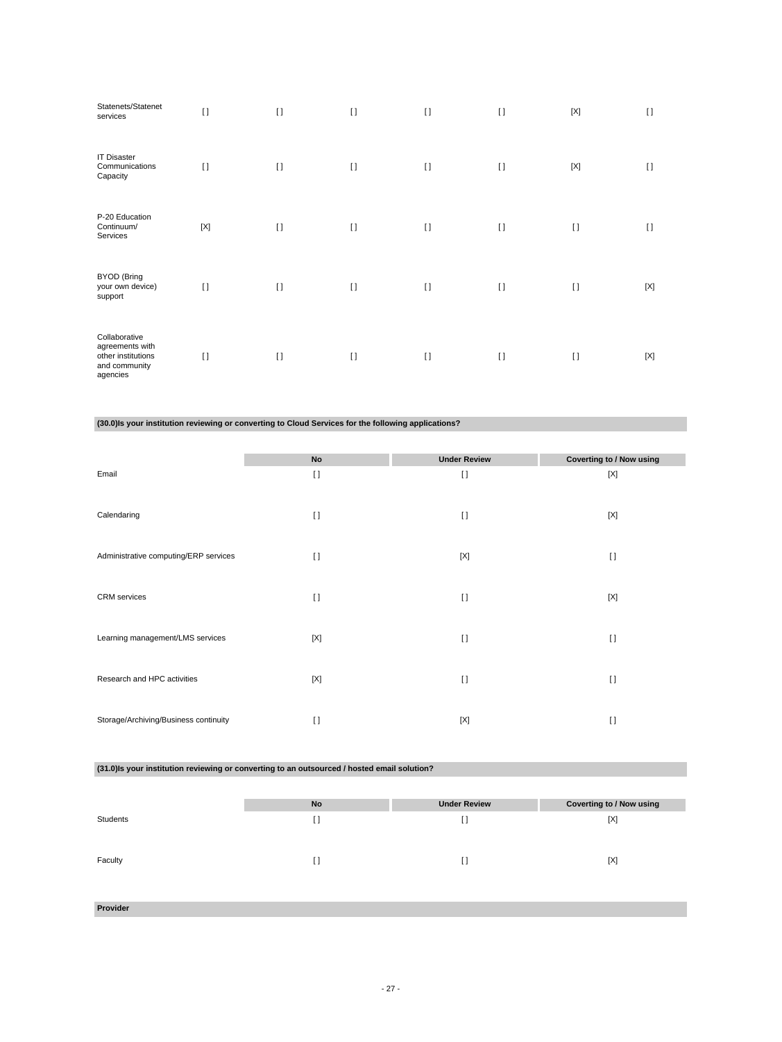| | | | | | | | |
|---|---|---|---|---|---|---|---|
| Statenets/Statenet services | [ ] | [ ] | [ ] | [ ] | [ ] | [X] | [ ] |
| IT Disaster Communications Capacity | [ ] | [ ] | [ ] | [ ] | [ ] | [X] | [ ] |
| P-20 Education Continuum/ Services | [X] | [ ] | [ ] | [ ] | [ ] | [ ] | [ ] |
| BYOD (Bring your own device) support | [ ] | [ ] | [ ] | [ ] | [ ] | [ ] | [X] |
| Collaborative agreements with other institutions and community agencies | [ ] | [ ] | [ ] | [ ] | [ ] | [ ] | [X] |

**(30.0)Is your institution reviewing or converting to Cloud Services for the following applications?**

| | No | Under Review | Coverting to / Now using |
|---|---|---|---|
| Email | [ ] | [ ] | [X] |
| Calendaring | [ ] | [ ] | [X] |
| Administrative computing/ERP services | [ ] | [X] | [ ] |
| CRM services | [ ] | [ ] | [X] |
| Learning management/LMS services | [X] | [ ] | [ ] |
| Research and HPC activities | [X] | [ ] | [ ] |
| Storage/Archiving/Business continuity | [ ] | [X] | [ ] |

**(31.0)Is your institution reviewing or converting to an outsourced / hosted email solution?**

| | No | Under Review | Coverting to / Now using |
|---|---|---|---|
| Students | [ ] | [ ] | [X] |
| Faculty | [ ] | [ ] | [X] |

**Provider**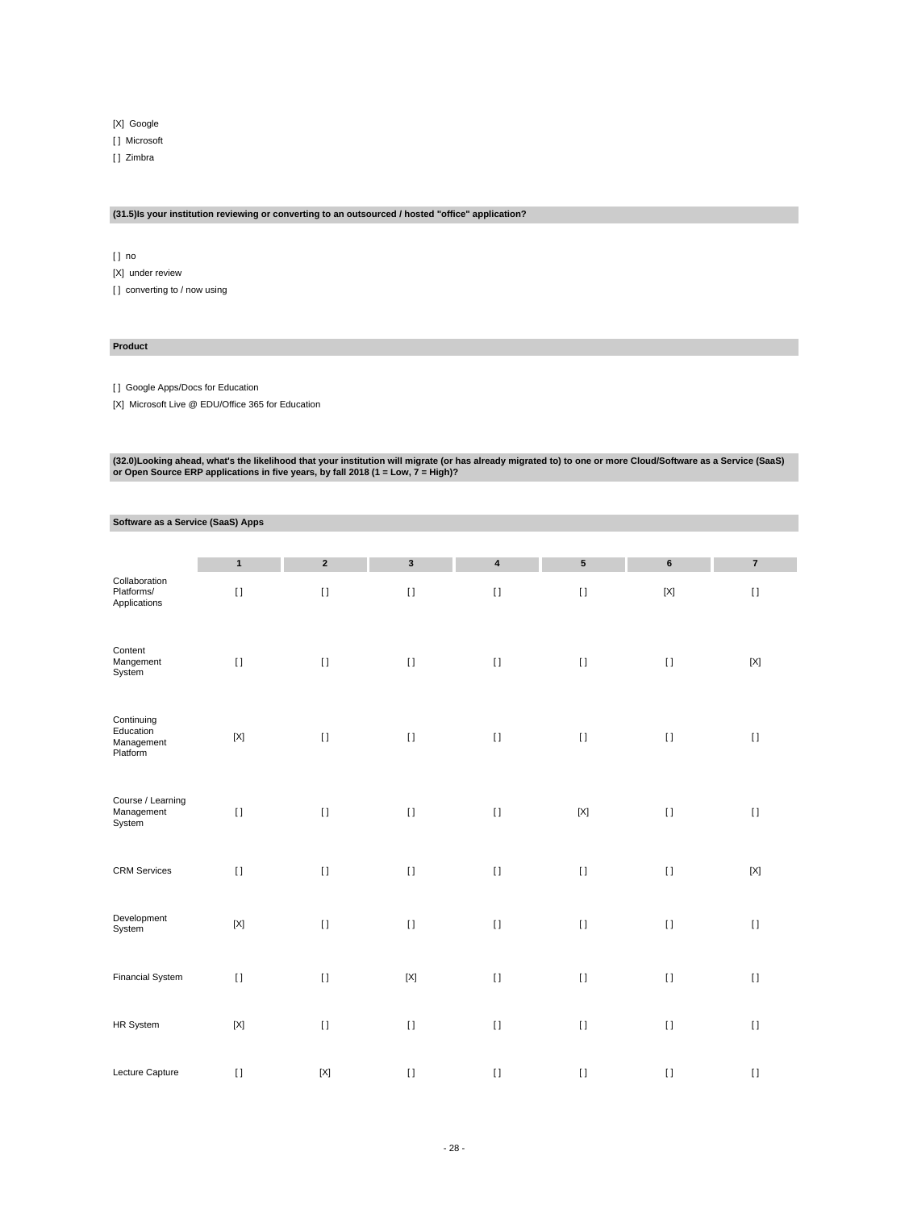[X] Google

[ ] Microsoft

[ ] Zimbra

**(31.5)Is your institution reviewing or converting to an outsourced / hosted "office" application?**

[ ] no

[X] under review

[ ] converting to / now using

**Product**

[ ] Google Apps/Docs for Education

[X] Microsoft Live @ EDU/Office 365 for Education

**(32.0)Looking ahead, what's the likelihood that your institution will migrate (or has already migrated to) to one or more Cloud/Software as a Service (SaaS) or Open Source ERP applications in five years, by fall 2018 (1 = Low, 7 = High)?**

**Software as a Service (SaaS) Apps**

| | 1 | 2 | 3 | 4 | 5 | 6 | 7 |
|---|---|---|---|---|---|---|---|
| Collaboration Platforms/ Applications | [ ] | [ ] | [ ] | [ ] | [ ] | [X] | [ ] |
| Content Mangement System | [ ] | [ ] | [ ] | [ ] | [ ] | [ ] | [X] |
| Continuing Education Management Platform | [X] | [ ] | [ ] | [ ] | [ ] | [ ] | [ ] |
| Course / Learning Management System | [ ] | [ ] | [ ] | [ ] | [X] | [ ] | [ ] |
| CRM Services | [ ] | [ ] | [ ] | [ ] | [ ] | [ ] | [X] |
| Development System | [X] | [ ] | [ ] | [ ] | [ ] | [ ] | [ ] |
| Financial System | [ ] | [ ] | [X] | [ ] | [ ] | [ ] | [ ] |
| HR System | [X] | [ ] | [ ] | [ ] | [ ] | [ ] | [ ] |
| Lecture Capture | [ ] | [X] | [ ] | [ ] | [ ] | [ ] | [ ] |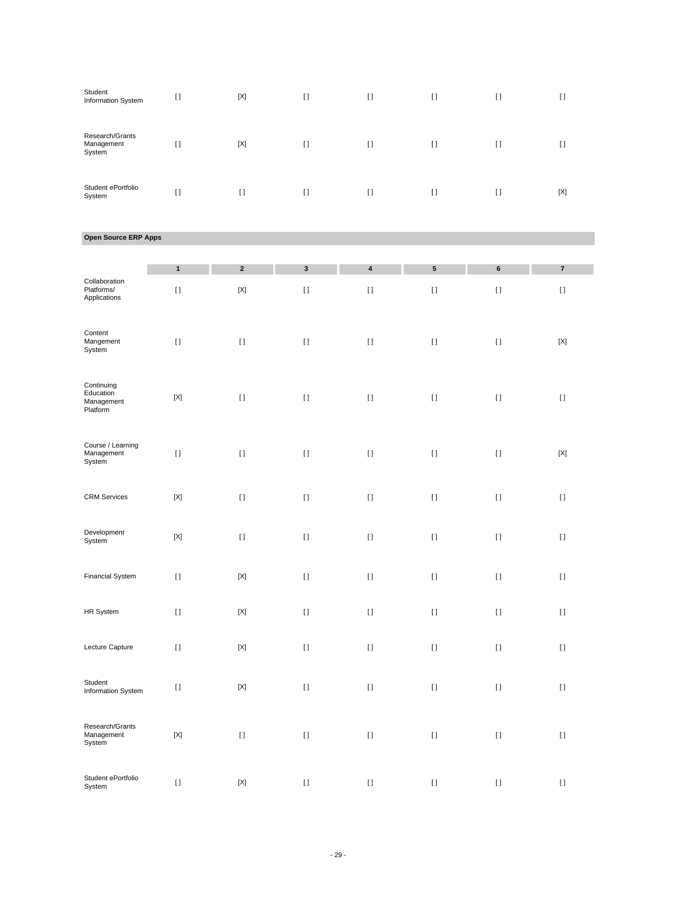| | | | | | | | |
|---|---|---|---|---|---|---|---|
| Student Information System | [ ] | [X] | [ ] | [ ] | [ ] | [ ] | [ ] |
| Research/Grants Management System | [ ] | [X] | [ ] | [ ] | [ ] | [ ] | [ ] |
| Student ePortfolio System | [ ] | [ ] | [ ] | [ ] | [ ] | [ ] | [X] |

**Open Source ERP Apps**

| | 1 | 2 | 3 | 4 | 5 | 6 | 7 |
|---|---|---|---|---|---|---|---|
| Collaboration Platforms/ Applications | [ ] | [X] | [ ] | [ ] | [ ] | [ ] | [ ] |
| Content Mangement System | [ ] | [ ] | [ ] | [ ] | [ ] | [ ] | [X] |
| Continuing Education Management Platform | [X] | [ ] | [ ] | [ ] | [ ] | [ ] | [ ] |
| Course / Learning Management System | [ ] | [ ] | [ ] | [ ] | [ ] | [ ] | [X] |
| CRM Services | [X] | [ ] | [ ] | [ ] | [ ] | [ ] | [ ] |
| Development System | [X] | [ ] | [ ] | [ ] | [ ] | [ ] | [ ] |
| Financial System | [ ] | [X] | [ ] | [ ] | [ ] | [ ] | [ ] |
| HR System | [ ] | [X] | [ ] | [ ] | [ ] | [ ] | [ ] |
| Lecture Capture | [ ] | [X] | [ ] | [ ] | [ ] | [ ] | [ ] |
| Student Information System | [ ] | [X] | [ ] | [ ] | [ ] | [ ] | [ ] |
| Research/Grants Management System | [X] | [ ] | [ ] | [ ] | [ ] | [ ] | [ ] |
| Student ePortfolio System | [ ] | [X] | [ ] | [ ] | [ ] | [ ] | [ ] |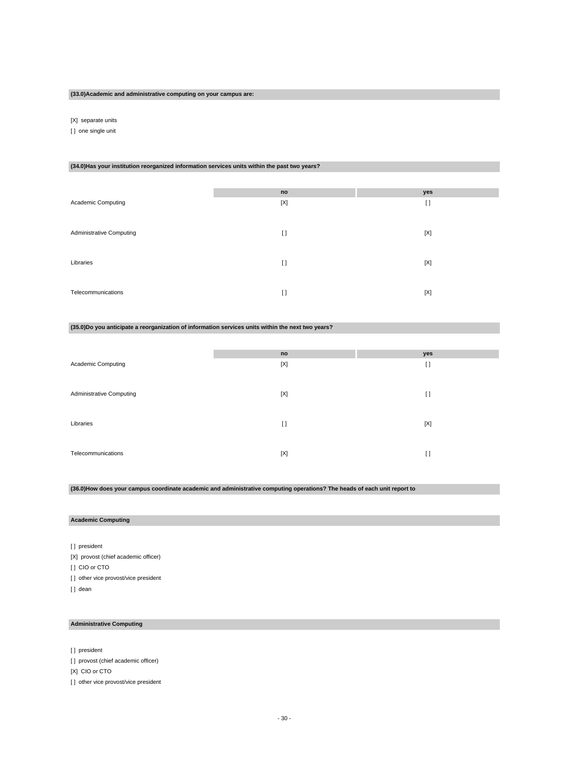**(33.0)Academic and administrative computing on your campus are:**

[X] separate units

[ ] one single unit

**(34.0)Has your institution reorganized information services units within the past two years?**

| | no | yes |
|---|---|---|
| Academic Computing | [X] | [ ] |
| Administrative Computing | [ ] | [X] |
| Libraries | [ ] | [X] |
| Telecommunications | [ ] | [X] |

**(35.0)Do you anticipate a reorganization of information services units within the next two years?**

| | no | yes |
|---|---|---|
| Academic Computing | [X] | [ ] |
| Administrative Computing | [X] | [ ] |
| Libraries | [ ] | [X] |
| Telecommunications | [X] | [ ] |

**(36.0)How does your campus coordinate academic and administrative computing operations? The heads of each unit report to**

**Academic Computing**

[ ] president

[X] provost (chief academic officer)

[ ] CIO or CTO

[ ] other vice provost/vice president

[ ] dean

**Administrative Computing**

[ ] president

[ ] provost (chief academic officer)

[X] CIO or CTO

[ ] other vice provost/vice president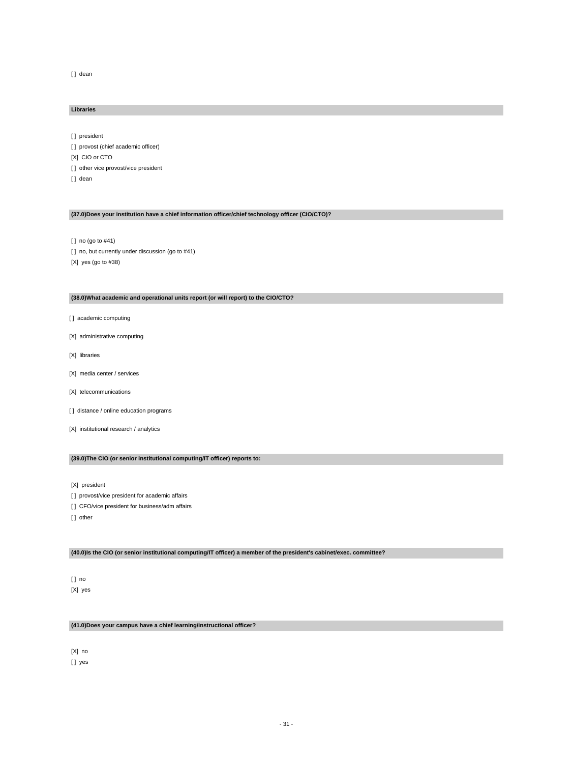[ ] dean

**Libraries**

[ ] president

[ ] provost (chief academic officer)

[X] CIO or CTO

[ ] other vice provost/vice president

[ ] dean

**(37.0)Does your institution have a chief information officer/chief technology officer (CIO/CTO)?**

[ ] no (go to #41)

[ ] no, but currently under discussion (go to #41)

[X] yes (go to #38)

**(38.0)What academic and operational units report (or will report) to the CIO/CTO?**

[ ] academic computing

[X] administrative computing

[X] libraries

[X] media center / services

[X] telecommunications

[ ] distance / online education programs

[X] institutional research / analytics

**(39.0)The CIO (or senior institutional computing/IT officer) reports to:**

[X] president

[ ] provost/vice president for academic affairs

[ ] CFO/vice president for business/adm affairs

[ ] other

**(40.0)Is the CIO (or senior institutional computing/IT officer) a member of the president's cabinet/exec. committee?**

[ ] no

[X] yes

**(41.0)Does your campus have a chief learning/instructional officer?**

[X] no

[ ] yes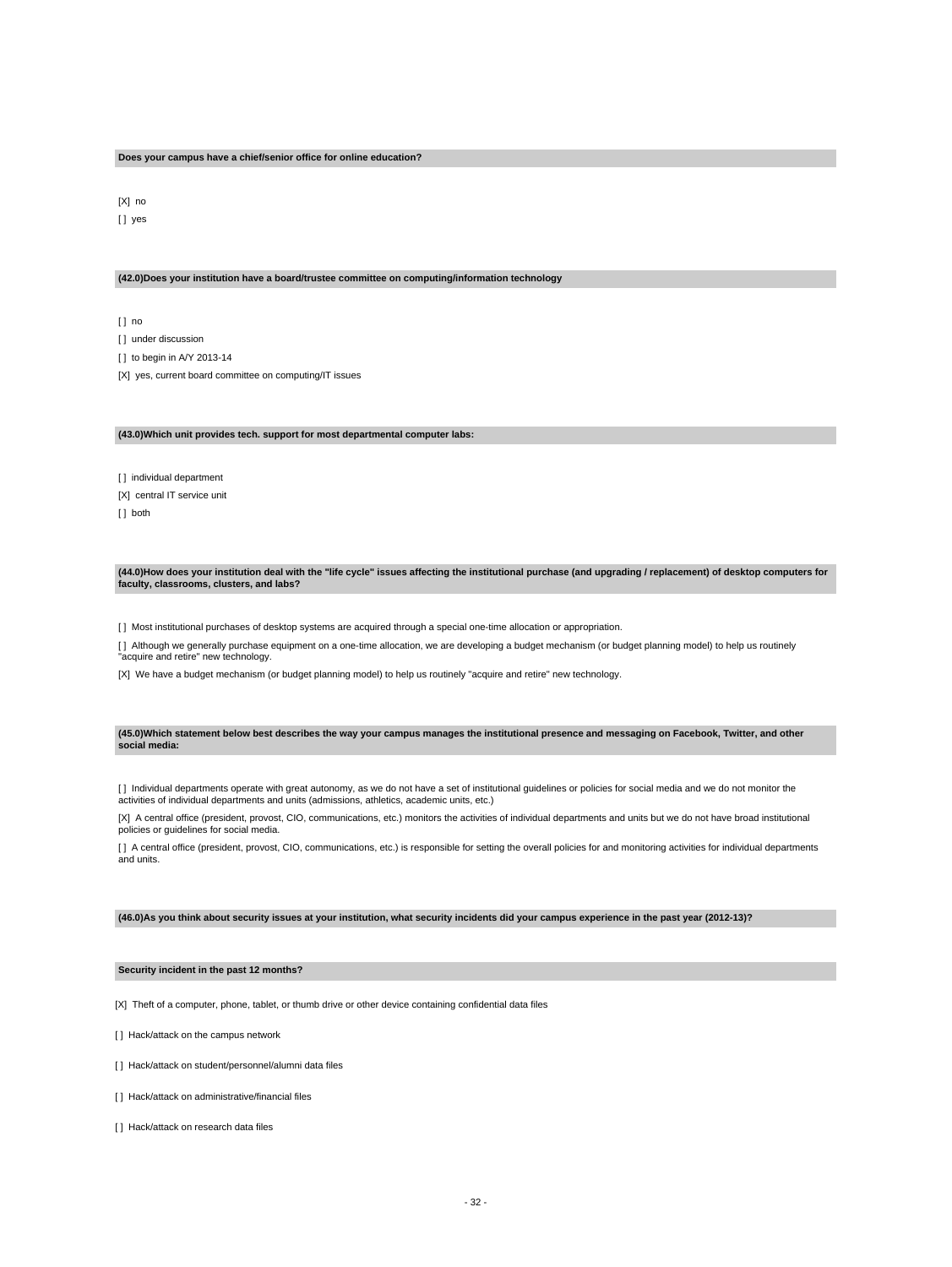**Does your campus have a chief/senior office for online education?**

[X] no

[ ] yes

**(42.0)Does your institution have a board/trustee committee on computing/information technology**

[ ] no

[ ] under discussion

[ ] to begin in A/Y 2013-14

[X] yes, current board committee on computing/IT issues

**(43.0)Which unit provides tech. support for most departmental computer labs:**

[ ] individual department

[X] central IT service unit

[ ] both

**(44.0)How does your institution deal with the "life cycle" issues affecting the institutional purchase (and upgrading / replacement) of desktop computers for faculty, classrooms, clusters, and labs?**

[ ] Most institutional purchases of desktop systems are acquired through a special one-time allocation or appropriation.

[ ] Although we generally purchase equipment on a one-time allocation, we are developing a budget mechanism (or budget planning model) to help us routinely "acquire and retire" new technology.

[X] We have a budget mechanism (or budget planning model) to help us routinely "acquire and retire" new technology.

**(45.0)Which statement below best describes the way your campus manages the institutional presence and messaging on Facebook, Twitter, and other social media:**

[ ] Individual departments operate with great autonomy, as we do not have a set of institutional guidelines or policies for social media and we do not monitor the activities of individual departments and units (admissions, athletics, academic units, etc.)

[X] A central office (president, provost, CIO, communications, etc.) monitors the activities of individual departments and units but we do not have broad institutional policies or guidelines for social media.

[ ] A central office (president, provost, CIO, communications, etc.) is responsible for setting the overall policies for and monitoring activities for individual departments and units.

**(46.0)As you think about security issues at your institution, what security incidents did your campus experience in the past year (2012-13)?**

**Security incident in the past 12 months?**

[X] Theft of a computer, phone, tablet, or thumb drive or other device containing confidential data files

[ ] Hack/attack on the campus network

[ ] Hack/attack on student/personnel/alumni data files

[ ] Hack/attack on administrative/financial files

[ ] Hack/attack on research data files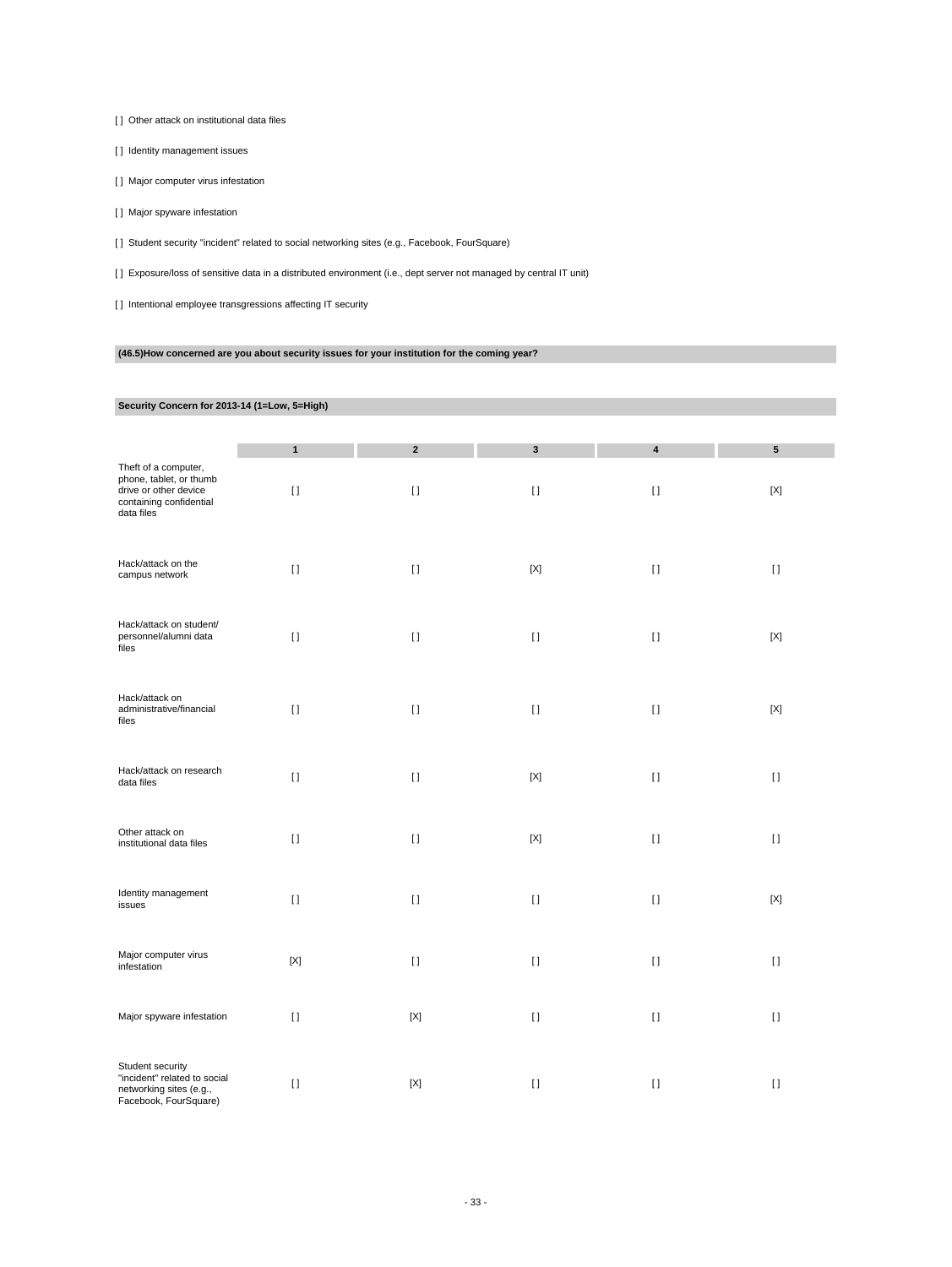[ ] Other attack on institutional data files

[ ] Identity management issues

[ ] Major computer virus infestation

[ ] Major spyware infestation

[ ] Student security "incident" related to social networking sites (e.g., Facebook, FourSquare)

[ ] Exposure/loss of sensitive data in a distributed environment (i.e., dept server not managed by central IT unit)

[ ] Intentional employee transgressions affecting IT security

**(46.5)How concerned are you about security issues for your institution for the coming year?**

**Security Concern for 2013-14 (1=Low, 5=High)**

| | 1 | 2 | 3 | 4 | 5 |
|---|---|---|---|---|---|
| Theft of a computer, phone, tablet, or thumb drive or other device containing confidential data files | [ ] | [ ] | [ ] | [ ] | [X] |
| Hack/attack on the campus network | [ ] | [ ] | [X] | [ ] | [ ] |
| Hack/attack on student/ personnel/alumni data files | [ ] | [ ] | [ ] | [ ] | [X] |
| Hack/attack on administrative/financial files | [ ] | [ ] | [ ] | [ ] | [X] |
| Hack/attack on research data files | [ ] | [ ] | [X] | [ ] | [ ] |
| Other attack on institutional data files | [ ] | [ ] | [X] | [ ] | [ ] |
| Identity management issues | [ ] | [ ] | [ ] | [ ] | [X] |
| Major computer virus infestation | [X] | [ ] | [ ] | [ ] | [ ] |
| Major spyware infestation | [ ] | [X] | [ ] | [ ] | [ ] |
| Student security "incident" related to social networking sites (e.g., Facebook, FourSquare) | [ ] | [X] | [ ] | [ ] | [ ] |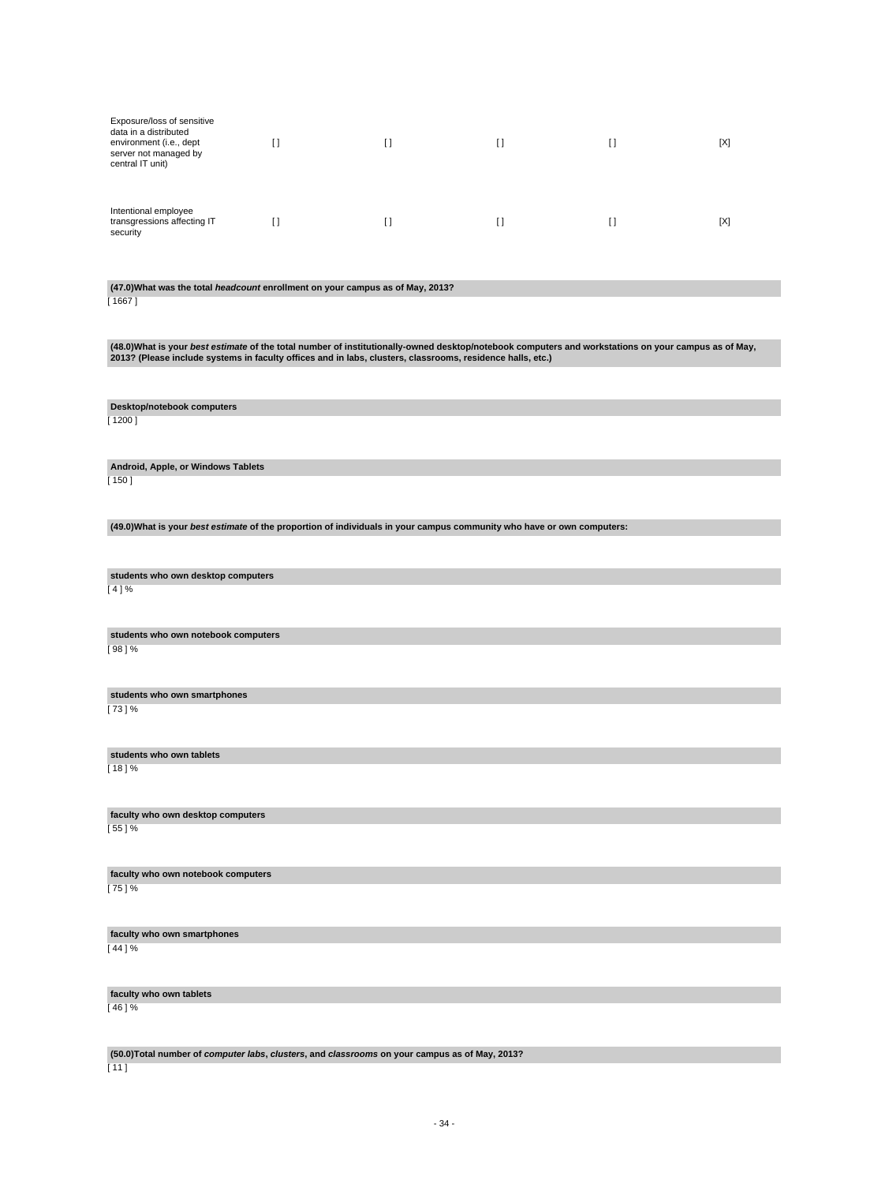| | | | | | |
|---|---|---|---|---|---|
| Exposure/loss of sensitive data in a distributed environment (i.e., dept server not managed by central IT unit) | [ ] | [ ] | [ ] | [ ] | [X] |
| Intentional employee transgressions affecting IT security | [ ] | [ ] | [ ] | [ ] | [X] |

**(47.0)What was the total *headcount* enrollment on your campus as of May, 2013?**

[ 1667 ]

**(48.0)What is your *best estimate* of the total number of institutionally-owned desktop/notebook computers and workstations on your campus as of May, 2013? (Please include systems in faculty offices and in labs, clusters, classrooms, residence halls, etc.)**

**Desktop/notebook computers**

[ 1200 ]

**Android, Apple, or Windows Tablets**

[ 150 ]

**(49.0)What is your *best estimate* of the proportion of individuals in your campus community who have or own computers:**

**students who own desktop computers**

[ 4 ] %

**students who own notebook computers**

[ 98 ] %

**students who own smartphones**

[ 73 ] %

**students who own tablets**

[ 18 ] %

**faculty who own desktop computers**

[ 55 ] %

**faculty who own notebook computers**

[ 75 ] %

**faculty who own smartphones**

[ 44 ] %

**faculty who own tablets**

[ 46 ] %

**(50.0)Total number of *computer labs*, *clusters*, and *classrooms* on your campus as of May, 2013?**

[ 11 ]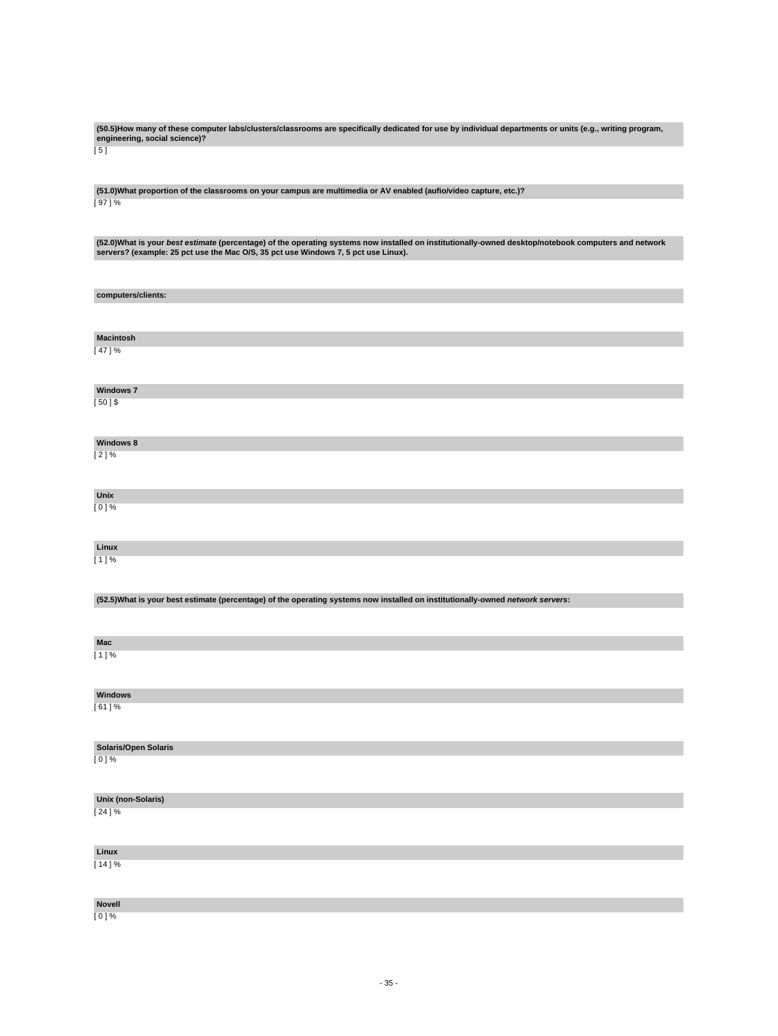**(50.5)How many of these computer labs/clusters/classrooms are specifically dedicated for use by individual departments or units (e.g., writing program, engineering, social science)?**

[ 5 ]

**(51.0)What proportion of the classrooms on your campus are multimedia or AV enabled (aufio/video capture, etc.)?**

[ 97 ] %

**(52.0)What is your *best estimate* (percentage) of the operating systems now installed on institutionally-owned desktop/notebook computers and network servers? (example: 25 pct use the Mac O/S, 35 pct use Windows 7, 5 pct use Linux).**

**computers/clients:**

**Macintosh**

[ 47 ] %

**Windows 7**

[ 50 ] $

**Windows 8**

[ 2 ] %

**Unix**

[ 0 ] %

**Linux**

[ 1 ] %

**(52.5)What is your best estimate (percentage) of the operating systems now installed on institutionally-owned *network servers*:**

**Mac**

[ 1 ] %

**Windows**

[ 61 ] %

**Solaris/Open Solaris**

[ 0 ] %

**Unix (non-Solaris)**

[ 24 ] %

**Linux**

[ 14 ] %

**Novell**

[ 0 ] %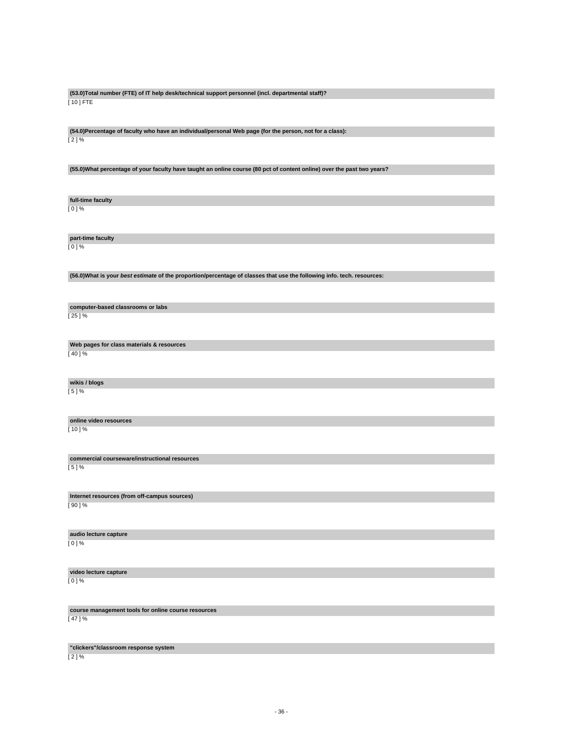**(53.0)Total number (FTE) of IT help desk/technical support personnel (incl. departmental staff)?**

[ 10 ] FTE

**(54.0)Percentage of faculty who have an individual/personal Web page (for the person, not for a class):**

[ 2 ] %

**(55.0)What percentage of your faculty have taught an online course (80 pct of content online) over the past two years?**

**full-time faculty**

[ 0 ] %

**part-time faculty**

[ 0 ] %

**(56.0)What is your *best estimate* of the proportion/percentage of classes that use the following info. tech. resources:**

**computer-based classrooms or labs**

[ 25 ] %

**Web pages for class materials & resources**

[ 40 ] %

**wikis / blogs**

[ 5 ] %

**online video resources**

[ 10 ] %

**commercial courseware/instructional resources**

[ 5 ] %

**Internet resources (from off-campus sources)**

[ 90 ] %

**audio lecture capture**

[ 0 ] %

**video lecture capture**

[ 0 ] %

**course management tools for online course resources**

[ 47 ] %

**"clickers"/classroom response system**

[ 2 ] %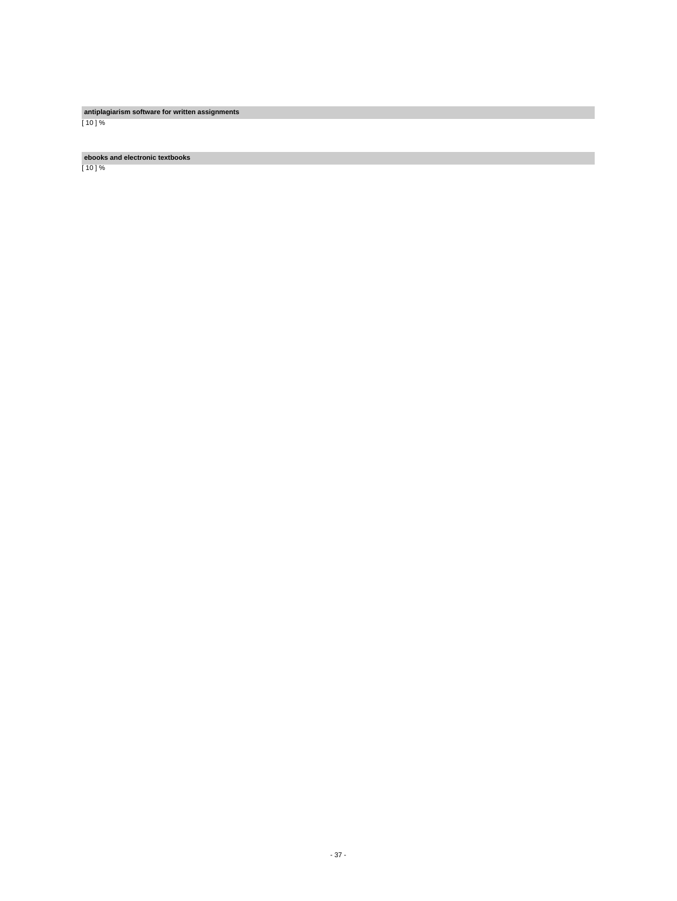**antiplagiarism software for written assignments**

[ 10 ] %

**ebooks and electronic textbooks**

[ 10 ] %